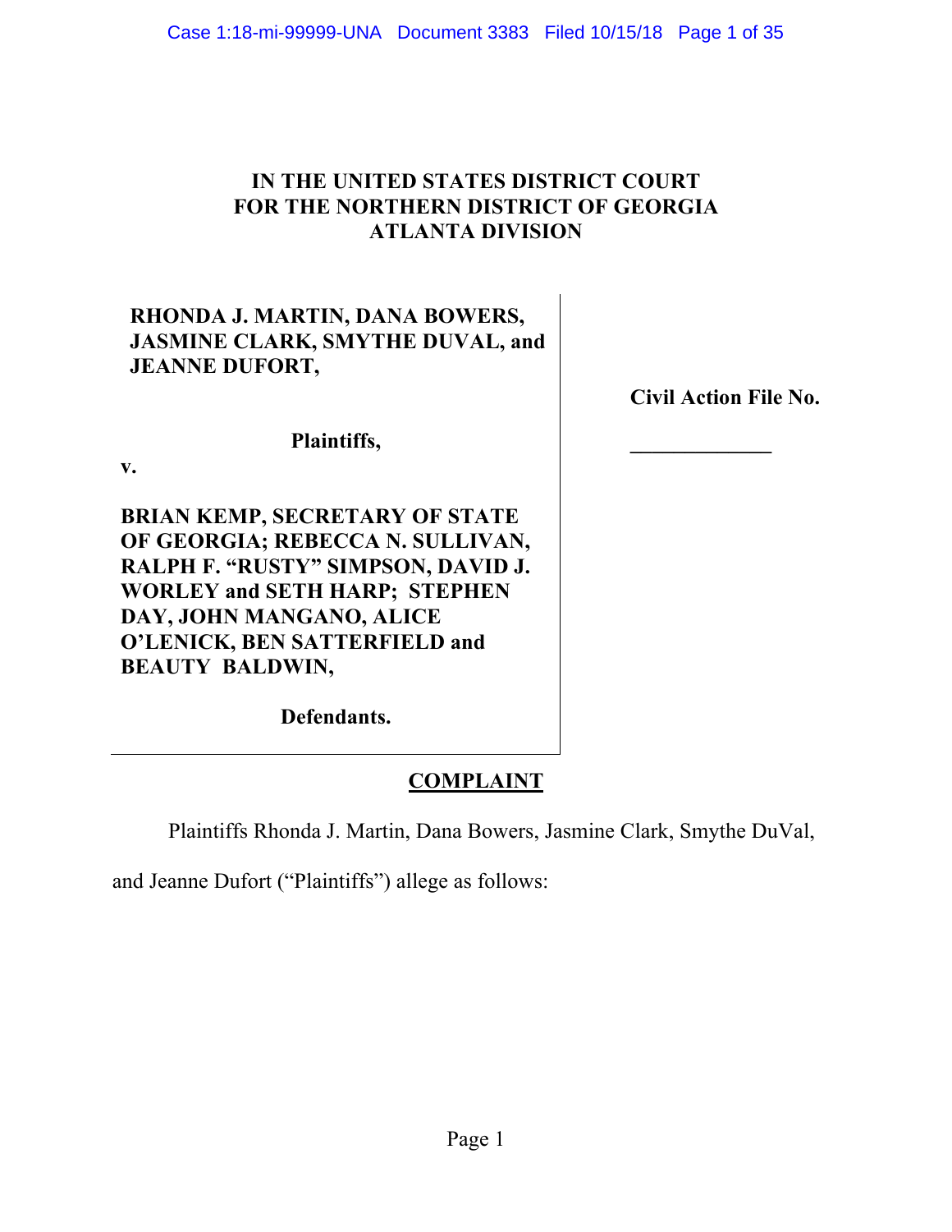**IN THE UNITED STATES DISTRICT COURT**
**FOR THE NORTHERN DISTRICT OF GEORGIA**
**ATLANTA DIVISION**

| | |
|---|---|
| **RHONDA J. MARTIN, DANA BOWERS, JASMINE CLARK, SMYTHE DUVAL, and JEANNE DUFORT,**<br><br>**Plaintiffs,**<br><br>**v.**<br><br>**BRIAN KEMP, SECRETARY OF STATE OF GEORGIA; REBECCA N. SULLIVAN, RALPH F. "RUSTY" SIMPSON, DAVID J. WORLEY and SETH HARP; STEPHEN DAY, JOHN MANGANO, ALICE O'LENICK, BEN SATTERFIELD and BEAUTY BALDWIN,**<br><br>**Defendants.** | **Civil Action File No.**<br><br>**\_\_\_\_\_\_\_\_\_\_\_\_\_** |

## COMPLAINT

Plaintiffs Rhonda J. Martin, Dana Bowers, Jasmine Clark, Smythe DuVal, and Jeanne Dufort ("Plaintiffs") allege as follows: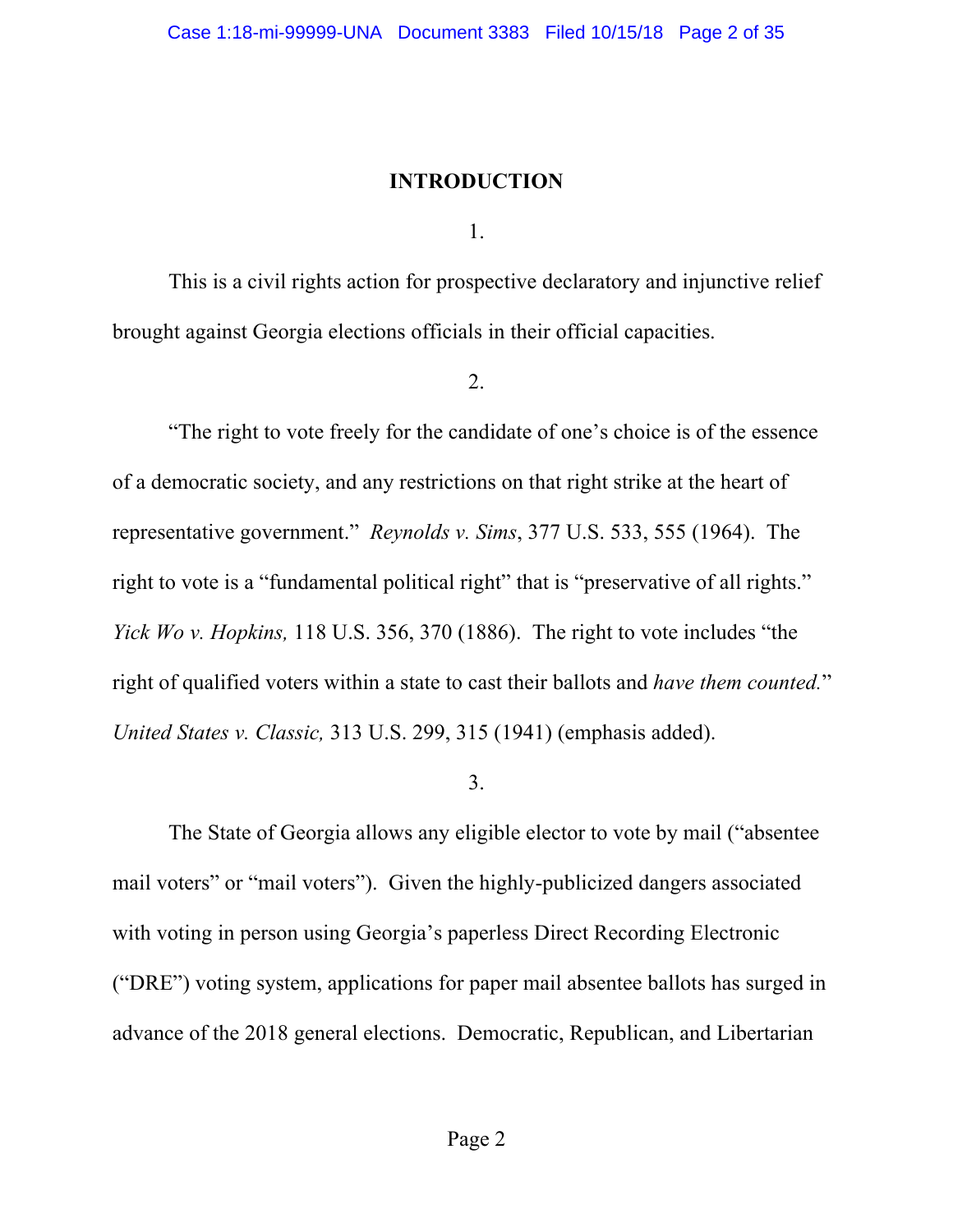## INTRODUCTION

1.

This is a civil rights action for prospective declaratory and injunctive relief brought against Georgia elections officials in their official capacities.

2.

"The right to vote freely for the candidate of one's choice is of the essence of a democratic society, and any restrictions on that right strike at the heart of representative government." *Reynolds v. Sims*, 377 U.S. 533, 555 (1964). The right to vote is a "fundamental political right" that is "preservative of all rights." *Yick Wo v. Hopkins,* 118 U.S. 356, 370 (1886). The right to vote includes "the right of qualified voters within a state to cast their ballots and *have them counted.*" *United States v. Classic,* 313 U.S. 299, 315 (1941) (emphasis added).

3.

The State of Georgia allows any eligible elector to vote by mail ("absentee mail voters" or "mail voters"). Given the highly-publicized dangers associated with voting in person using Georgia's paperless Direct Recording Electronic ("DRE") voting system, applications for paper mail absentee ballots has surged in advance of the 2018 general elections. Democratic, Republican, and Libertarian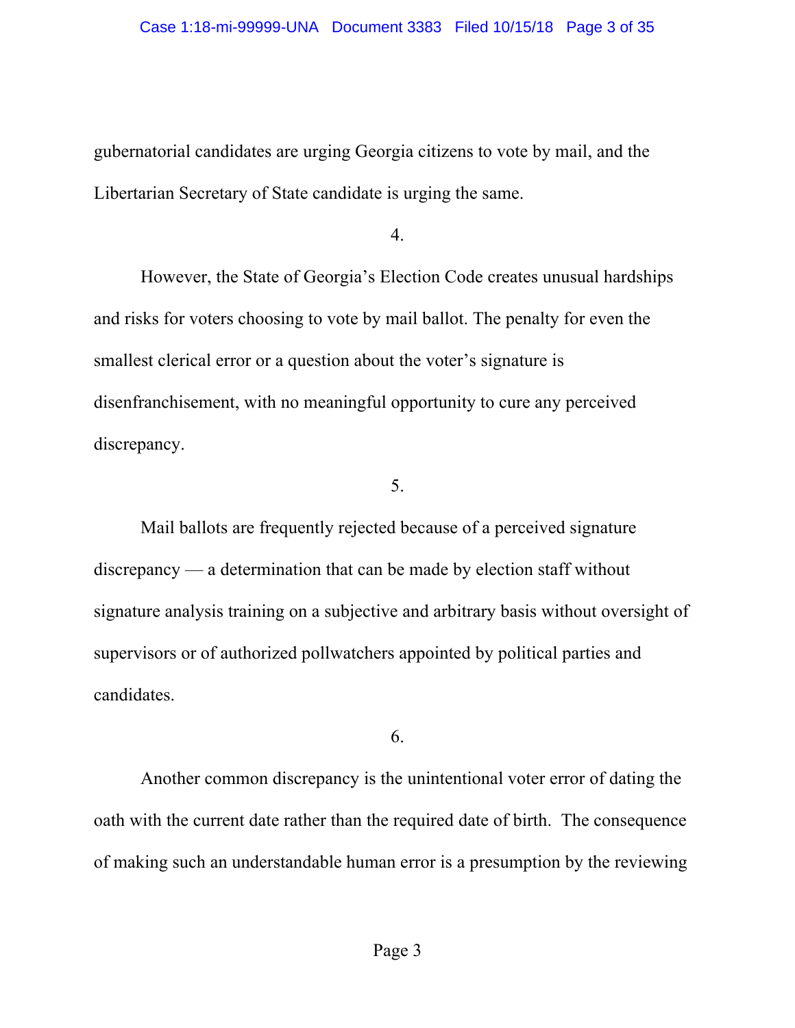gubernatorial candidates are urging Georgia citizens to vote by mail, and the Libertarian Secretary of State candidate is urging the same.

4.

However, the State of Georgia's Election Code creates unusual hardships and risks for voters choosing to vote by mail ballot. The penalty for even the smallest clerical error or a question about the voter's signature is disenfranchisement, with no meaningful opportunity to cure any perceived discrepancy.

5.

Mail ballots are frequently rejected because of a perceived signature discrepancy — a determination that can be made by election staff without signature analysis training on a subjective and arbitrary basis without oversight of supervisors or of authorized pollwatchers appointed by political parties and candidates.

6.

Another common discrepancy is the unintentional voter error of dating the oath with the current date rather than the required date of birth. The consequence of making such an understandable human error is a presumption by the reviewing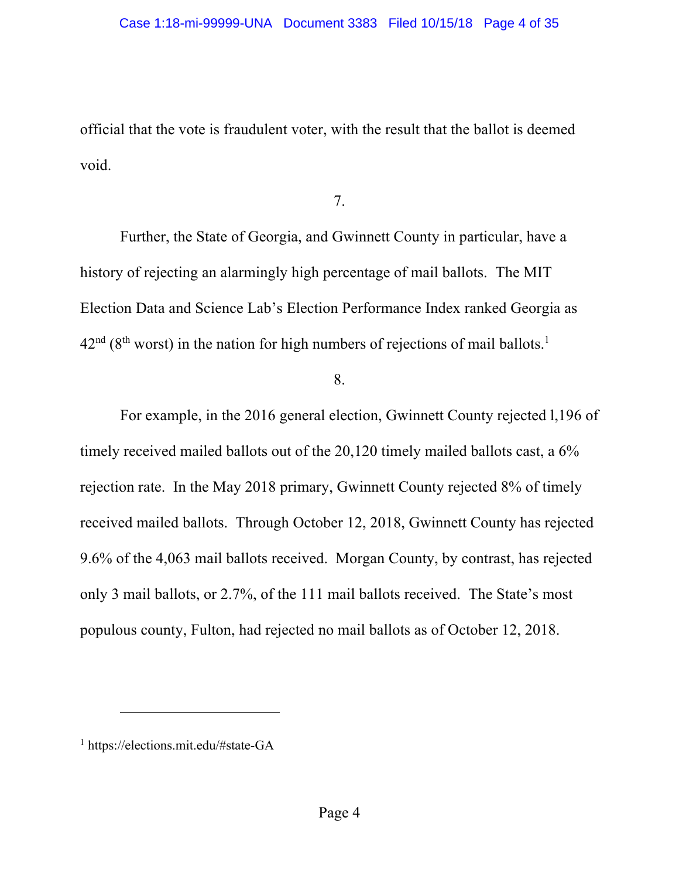official that the vote is fraudulent voter, with the result that the ballot is deemed void.

7.

Further, the State of Georgia, and Gwinnett County in particular, have a history of rejecting an alarmingly high percentage of mail ballots. The MIT Election Data and Science Lab's Election Performance Index ranked Georgia as 42nd (8th worst) in the nation for high numbers of rejections of mail ballots.[1]

8.

For example, in the 2016 general election, Gwinnett County rejected l,196 of timely received mailed ballots out of the 20,120 timely mailed ballots cast, a 6% rejection rate. In the May 2018 primary, Gwinnett County rejected 8% of timely received mailed ballots. Through October 12, 2018, Gwinnett County has rejected 9.6% of the 4,063 mail ballots received. Morgan County, by contrast, has rejected only 3 mail ballots, or 2.7%, of the 111 mail ballots received. The State's most populous county, Fulton, had rejected no mail ballots as of October 12, 2018.

---

[1] https://elections.mit.edu/#state-GA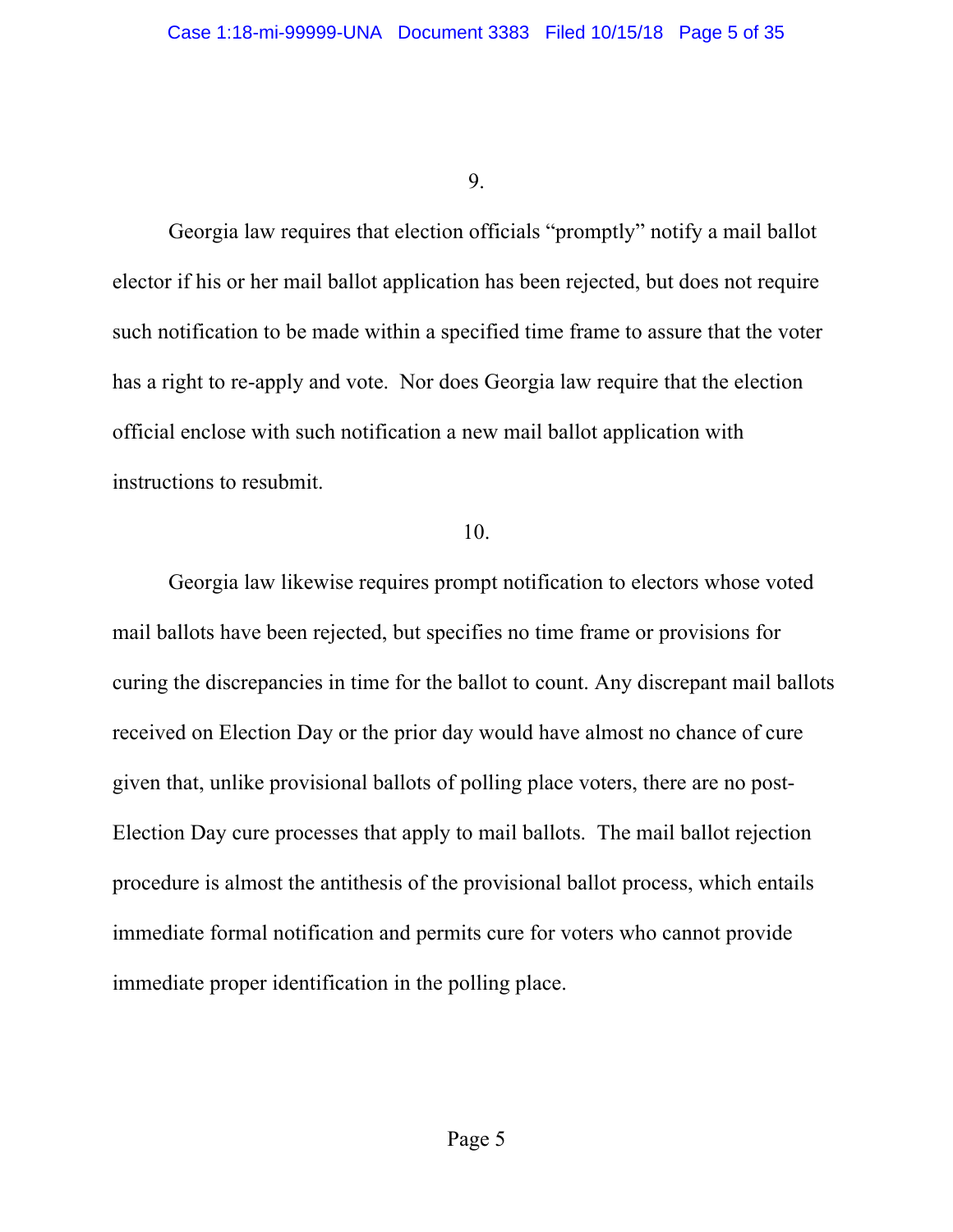9.

Georgia law requires that election officials "promptly" notify a mail ballot elector if his or her mail ballot application has been rejected, but does not require such notification to be made within a specified time frame to assure that the voter has a right to re-apply and vote. Nor does Georgia law require that the election official enclose with such notification a new mail ballot application with instructions to resubmit.

10.

Georgia law likewise requires prompt notification to electors whose voted mail ballots have been rejected, but specifies no time frame or provisions for curing the discrepancies in time for the ballot to count. Any discrepant mail ballots received on Election Day or the prior day would have almost no chance of cure given that, unlike provisional ballots of polling place voters, there are no post-Election Day cure processes that apply to mail ballots. The mail ballot rejection procedure is almost the antithesis of the provisional ballot process, which entails immediate formal notification and permits cure for voters who cannot provide immediate proper identification in the polling place.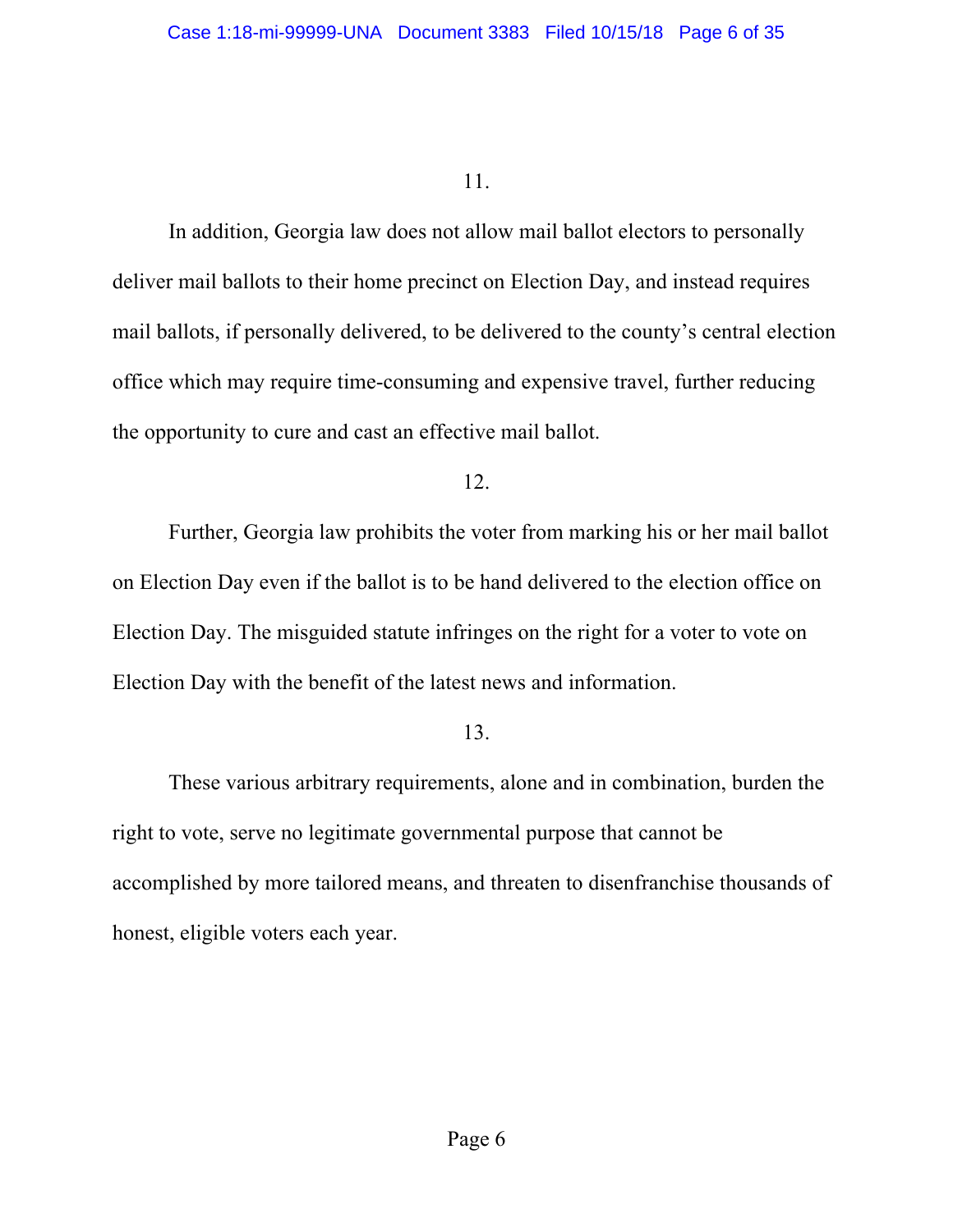11.

In addition, Georgia law does not allow mail ballot electors to personally deliver mail ballots to their home precinct on Election Day, and instead requires mail ballots, if personally delivered, to be delivered to the county's central election office which may require time-consuming and expensive travel, further reducing the opportunity to cure and cast an effective mail ballot.

12.

Further, Georgia law prohibits the voter from marking his or her mail ballot on Election Day even if the ballot is to be hand delivered to the election office on Election Day. The misguided statute infringes on the right for a voter to vote on Election Day with the benefit of the latest news and information.

13.

These various arbitrary requirements, alone and in combination, burden the right to vote, serve no legitimate governmental purpose that cannot be accomplished by more tailored means, and threaten to disenfranchise thousands of honest, eligible voters each year.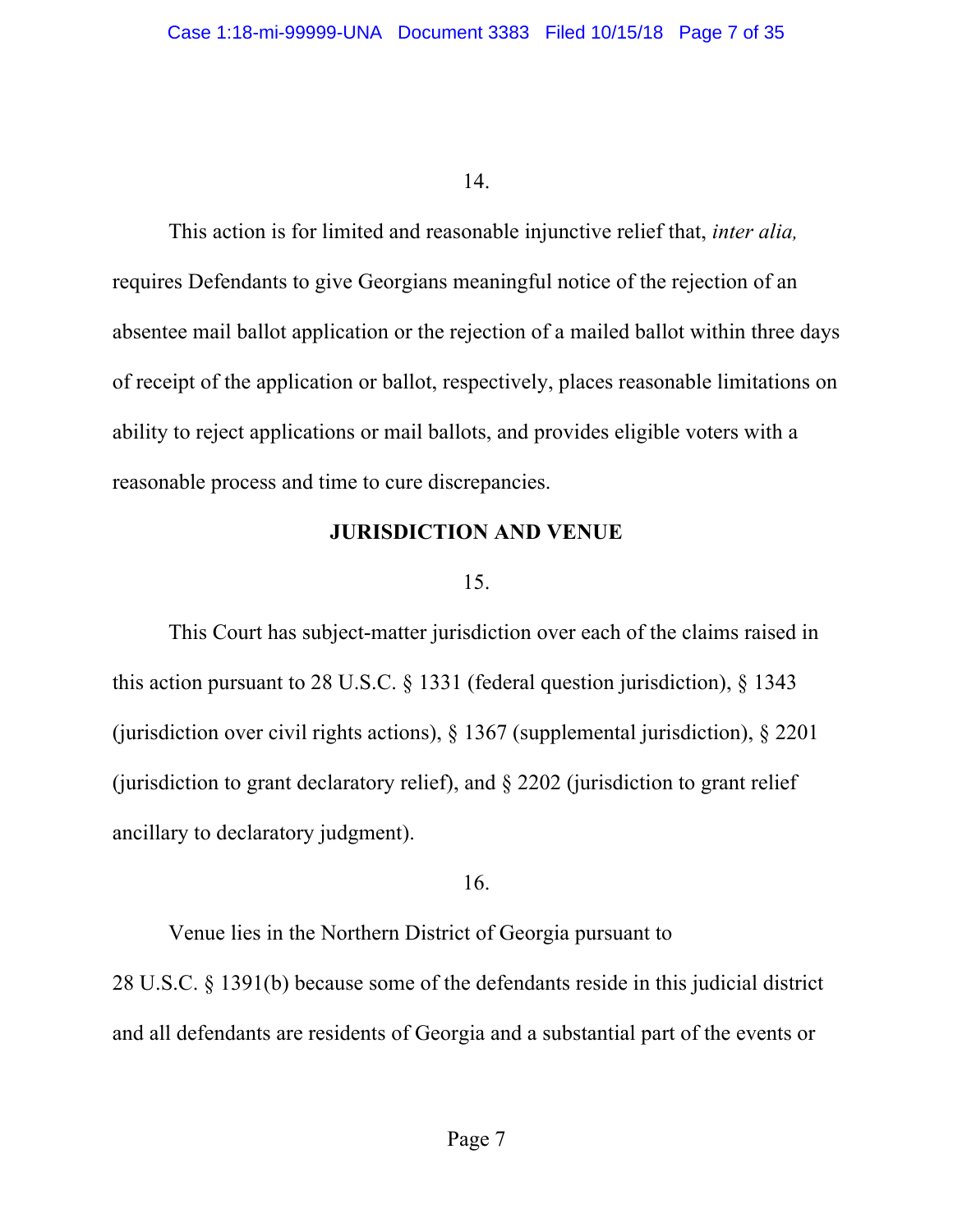14.

This action is for limited and reasonable injunctive relief that, *inter alia,* requires Defendants to give Georgians meaningful notice of the rejection of an absentee mail ballot application or the rejection of a mailed ballot within three days of receipt of the application or ballot, respectively, places reasonable limitations on ability to reject applications or mail ballots, and provides eligible voters with a reasonable process and time to cure discrepancies.

## JURISDICTION AND VENUE

15.

This Court has subject-matter jurisdiction over each of the claims raised in this action pursuant to 28 U.S.C. § 1331 (federal question jurisdiction), § 1343 (jurisdiction over civil rights actions), § 1367 (supplemental jurisdiction), § 2201 (jurisdiction to grant declaratory relief), and § 2202 (jurisdiction to grant relief ancillary to declaratory judgment).

16.

Venue lies in the Northern District of Georgia pursuant to 28 U.S.C. § 1391(b) because some of the defendants reside in this judicial district and all defendants are residents of Georgia and a substantial part of the events or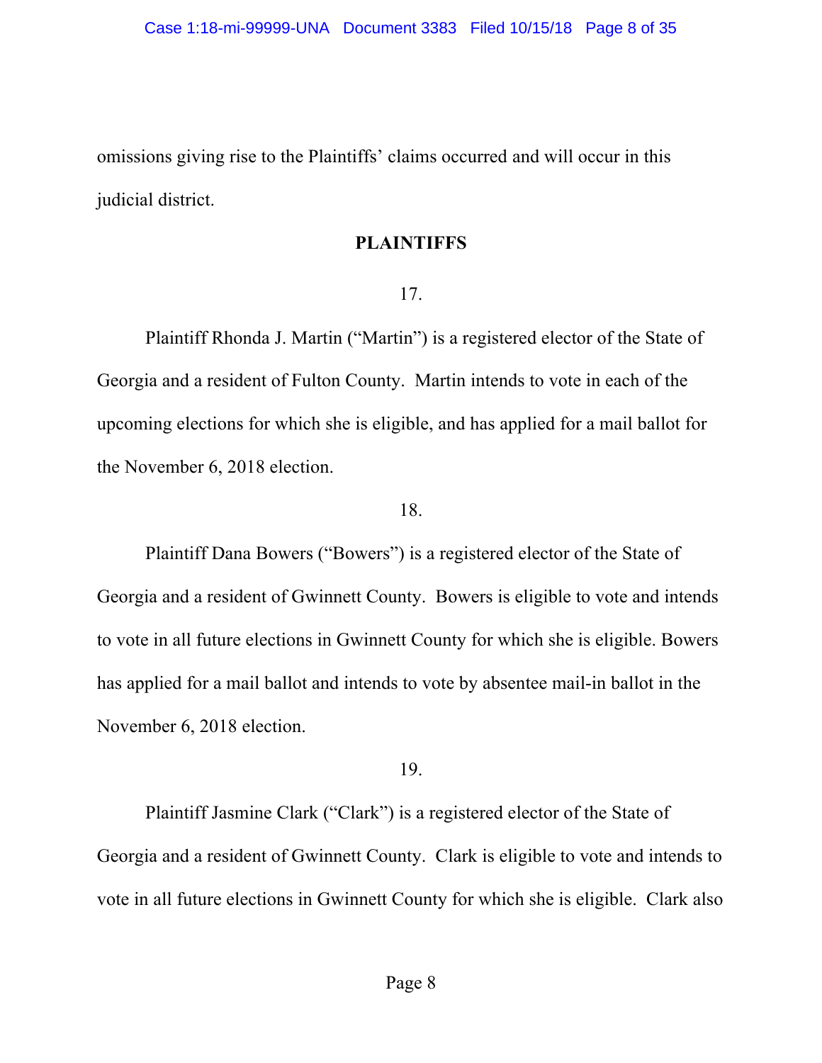omissions giving rise to the Plaintiffs' claims occurred and will occur in this judicial district.

## PLAINTIFFS

17.

Plaintiff Rhonda J. Martin ("Martin") is a registered elector of the State of Georgia and a resident of Fulton County. Martin intends to vote in each of the upcoming elections for which she is eligible, and has applied for a mail ballot for the November 6, 2018 election.

18.

Plaintiff Dana Bowers ("Bowers") is a registered elector of the State of Georgia and a resident of Gwinnett County. Bowers is eligible to vote and intends to vote in all future elections in Gwinnett County for which she is eligible. Bowers has applied for a mail ballot and intends to vote by absentee mail-in ballot in the November 6, 2018 election.

19.

Plaintiff Jasmine Clark ("Clark") is a registered elector of the State of Georgia and a resident of Gwinnett County. Clark is eligible to vote and intends to vote in all future elections in Gwinnett County for which she is eligible. Clark also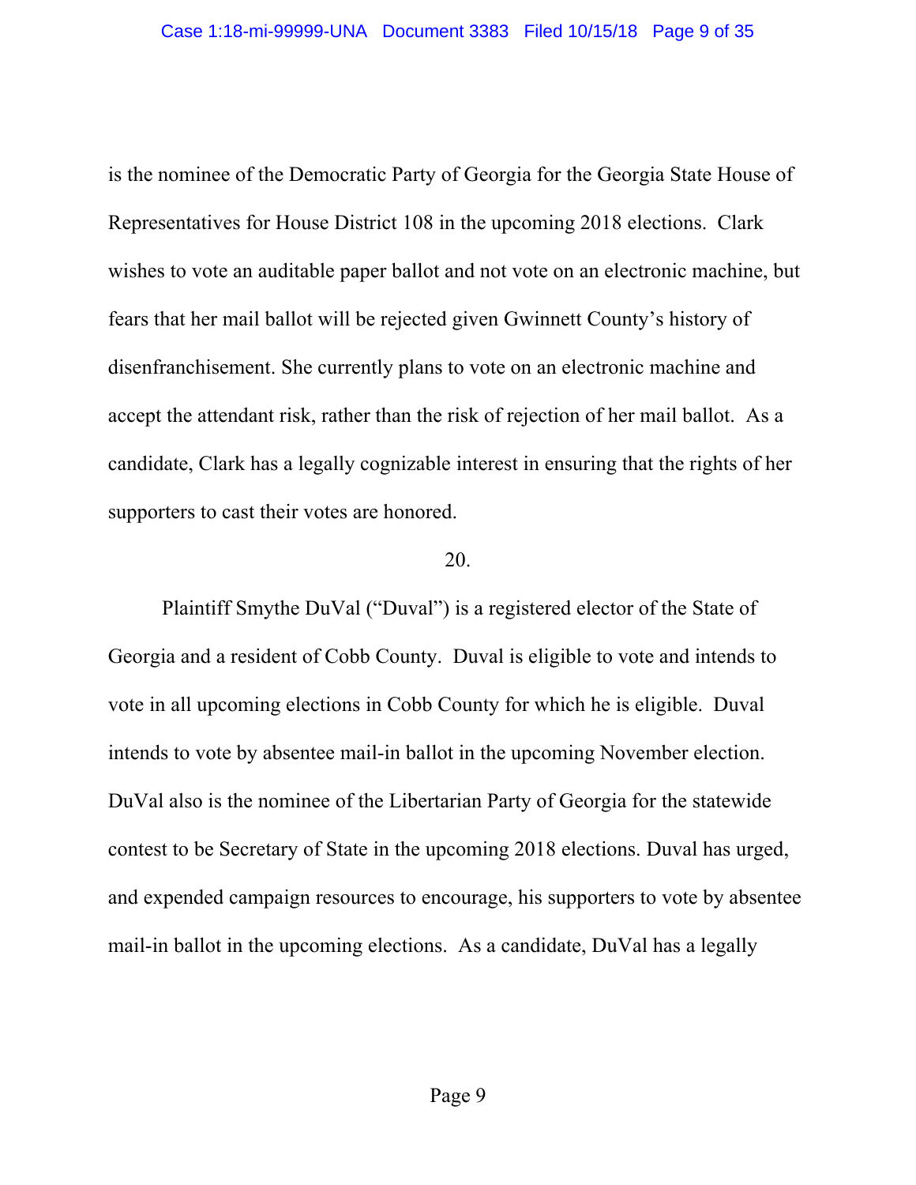is the nominee of the Democratic Party of Georgia for the Georgia State House of Representatives for House District 108 in the upcoming 2018 elections. Clark wishes to vote an auditable paper ballot and not vote on an electronic machine, but fears that her mail ballot will be rejected given Gwinnett County's history of disenfranchisement. She currently plans to vote on an electronic machine and accept the attendant risk, rather than the risk of rejection of her mail ballot. As a candidate, Clark has a legally cognizable interest in ensuring that the rights of her supporters to cast their votes are honored.

20.

Plaintiff Smythe DuVal ("Duval") is a registered elector of the State of Georgia and a resident of Cobb County. Duval is eligible to vote and intends to vote in all upcoming elections in Cobb County for which he is eligible. Duval intends to vote by absentee mail-in ballot in the upcoming November election. DuVal also is the nominee of the Libertarian Party of Georgia for the statewide contest to be Secretary of State in the upcoming 2018 elections. Duval has urged, and expended campaign resources to encourage, his supporters to vote by absentee mail-in ballot in the upcoming elections. As a candidate, DuVal has a legally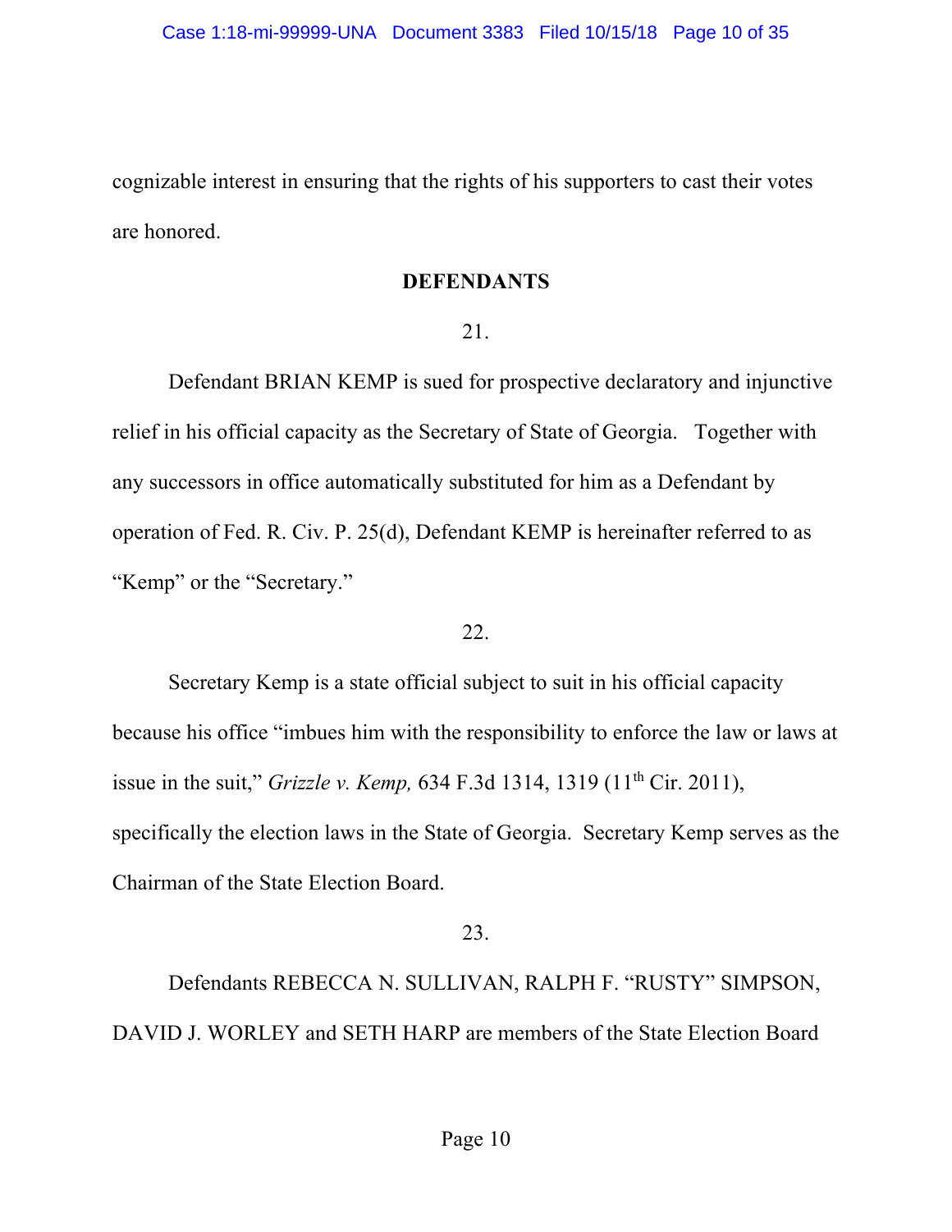cognizable interest in ensuring that the rights of his supporters to cast their votes are honored.

**DEFENDANTS**

21.

Defendant BRIAN KEMP is sued for prospective declaratory and injunctive relief in his official capacity as the Secretary of State of Georgia. Together with any successors in office automatically substituted for him as a Defendant by operation of Fed. R. Civ. P. 25(d), Defendant KEMP is hereinafter referred to as "Kemp" or the "Secretary."

22.

Secretary Kemp is a state official subject to suit in his official capacity because his office "imbues him with the responsibility to enforce the law or laws at issue in the suit," *Grizzle v. Kemp,* 634 F.3d 1314, 1319 (11th Cir. 2011), specifically the election laws in the State of Georgia. Secretary Kemp serves as the Chairman of the State Election Board.

23.

Defendants REBECCA N. SULLIVAN, RALPH F. "RUSTY" SIMPSON, DAVID J. WORLEY and SETH HARP are members of the State Election Board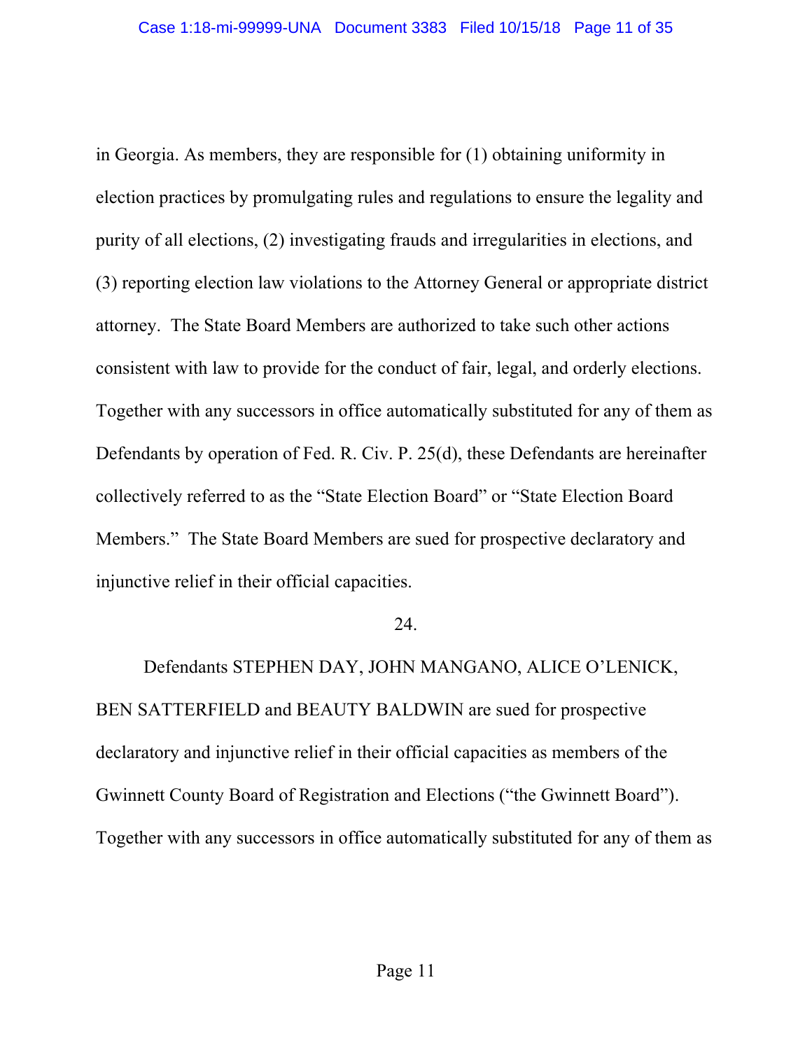in Georgia. As members, they are responsible for (1) obtaining uniformity in election practices by promulgating rules and regulations to ensure the legality and purity of all elections, (2) investigating frauds and irregularities in elections, and (3) reporting election law violations to the Attorney General or appropriate district attorney. The State Board Members are authorized to take such other actions consistent with law to provide for the conduct of fair, legal, and orderly elections. Together with any successors in office automatically substituted for any of them as Defendants by operation of Fed. R. Civ. P. 25(d), these Defendants are hereinafter collectively referred to as the "State Election Board" or "State Election Board Members." The State Board Members are sued for prospective declaratory and injunctive relief in their official capacities.

24.

Defendants STEPHEN DAY, JOHN MANGANO, ALICE O'LENICK, BEN SATTERFIELD and BEAUTY BALDWIN are sued for prospective declaratory and injunctive relief in their official capacities as members of the Gwinnett County Board of Registration and Elections ("the Gwinnett Board"). Together with any successors in office automatically substituted for any of them as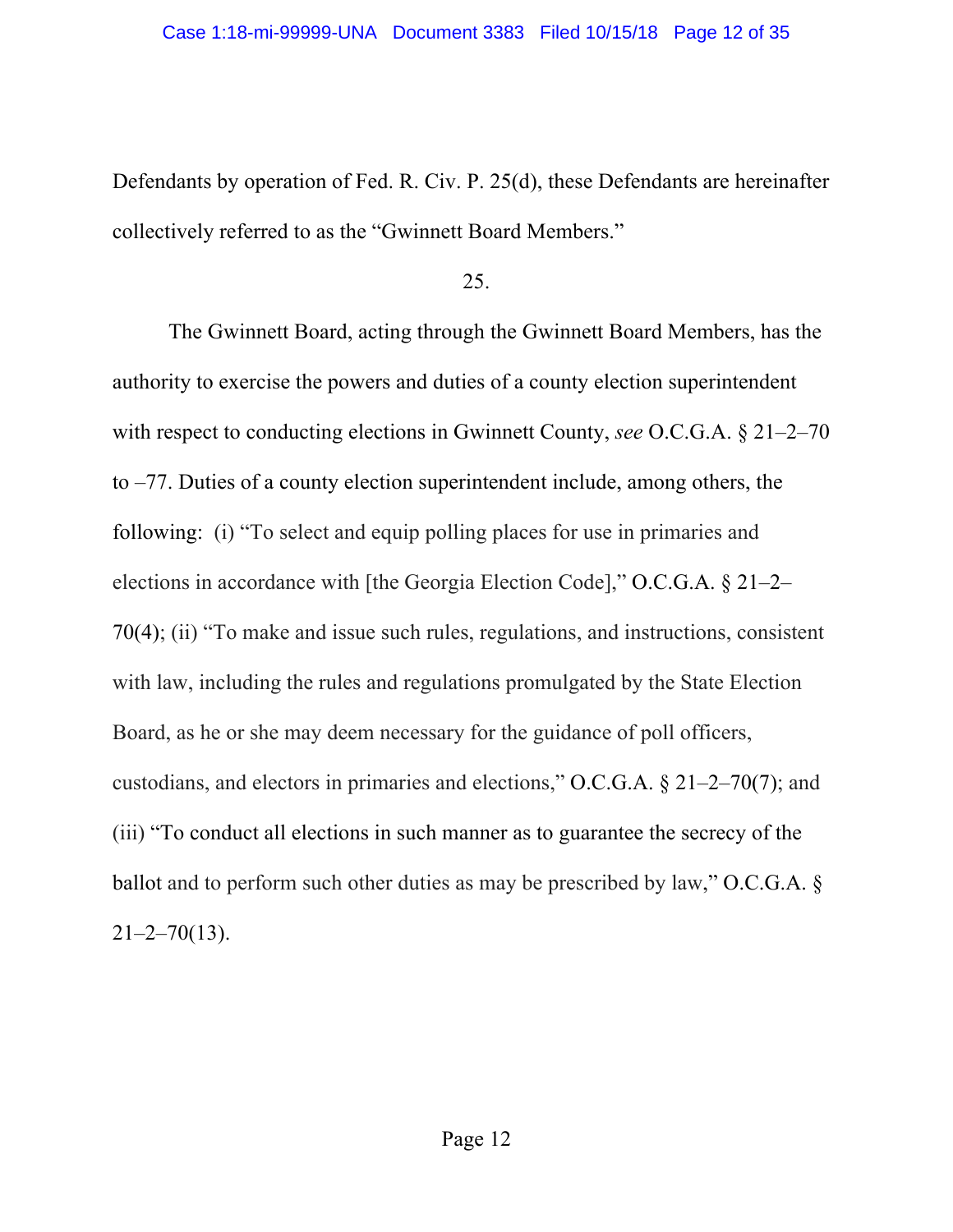Defendants by operation of Fed. R. Civ. P. 25(d), these Defendants are hereinafter collectively referred to as the "Gwinnett Board Members."

25.

The Gwinnett Board, acting through the Gwinnett Board Members, has the authority to exercise the powers and duties of a county election superintendent with respect to conducting elections in Gwinnett County, *see* O.C.G.A. § 21–2–70 to –77. Duties of a county election superintendent include, among others, the following: (i) "To select and equip polling places for use in primaries and elections in accordance with [the Georgia Election Code]," O.C.G.A. § 21–2–70(4); (ii) "To make and issue such rules, regulations, and instructions, consistent with law, including the rules and regulations promulgated by the State Election Board, as he or she may deem necessary for the guidance of poll officers, custodians, and electors in primaries and elections," O.C.G.A. § 21–2–70(7); and (iii) "To conduct all elections in such manner as to guarantee the secrecy of the ballot and to perform such other duties as may be prescribed by law," O.C.G.A. § 21–2–70(13).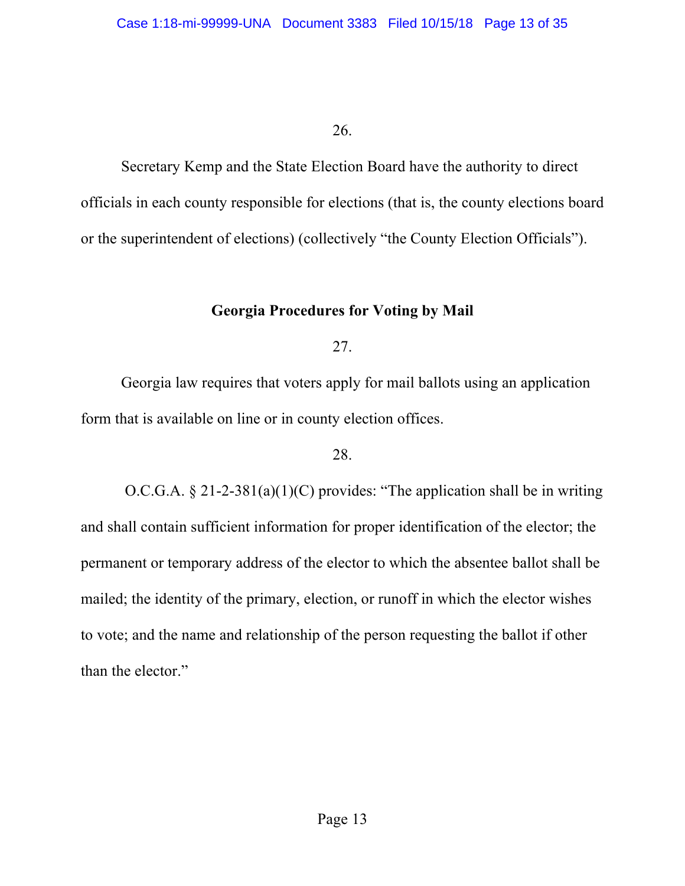26.

Secretary Kemp and the State Election Board have the authority to direct officials in each county responsible for elections (that is, the county elections board or the superintendent of elections) (collectively "the County Election Officials").

## Georgia Procedures for Voting by Mail

27.

Georgia law requires that voters apply for mail ballots using an application form that is available on line or in county election offices.

28.

O.C.G.A. § 21-2-381(a)(1)(C) provides: "The application shall be in writing and shall contain sufficient information for proper identification of the elector; the permanent or temporary address of the elector to which the absentee ballot shall be mailed; the identity of the primary, election, or runoff in which the elector wishes to vote; and the name and relationship of the person requesting the ballot if other than the elector."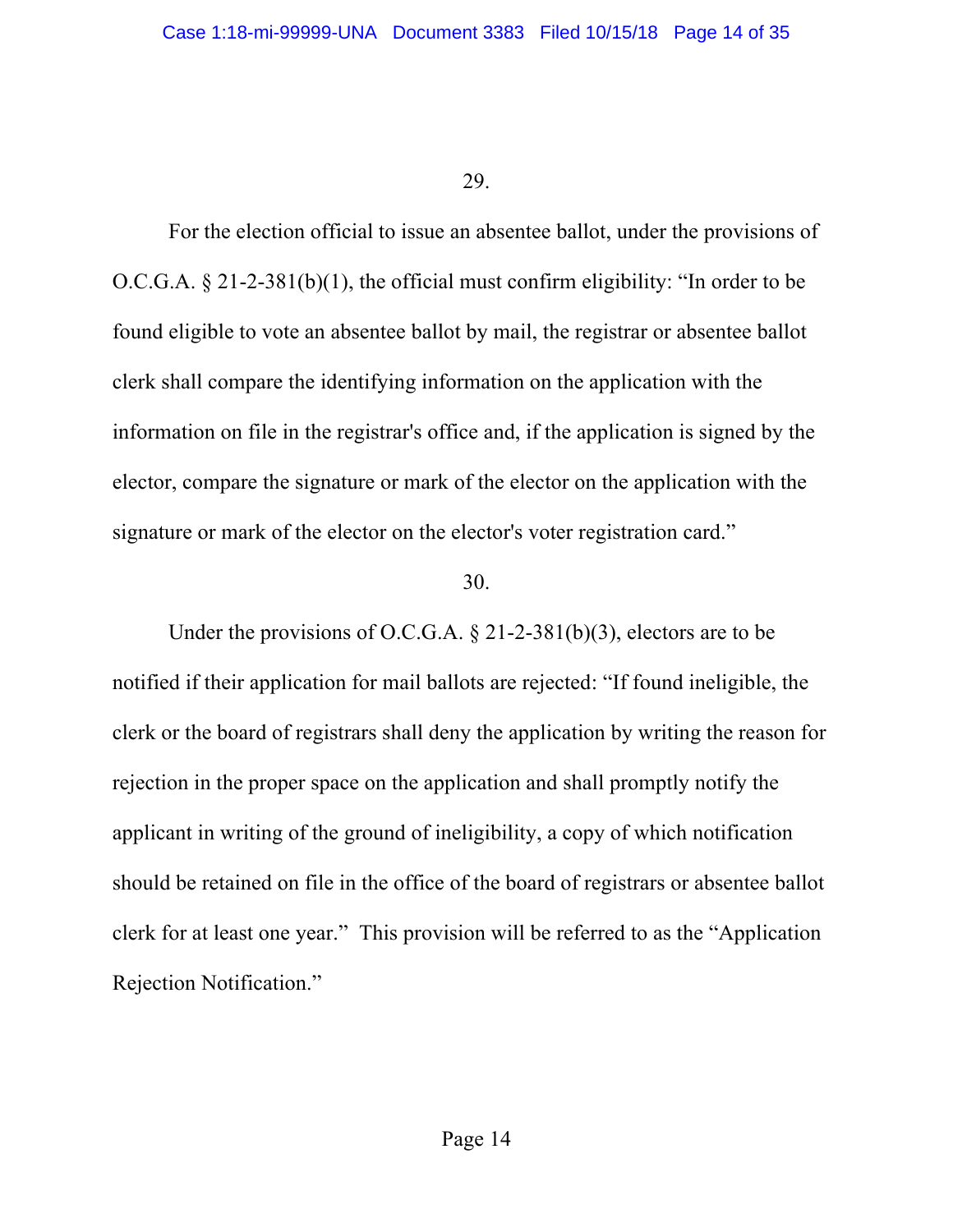29.

For the election official to issue an absentee ballot, under the provisions of O.C.G.A. § 21-2-381(b)(1), the official must confirm eligibility: "In order to be found eligible to vote an absentee ballot by mail, the registrar or absentee ballot clerk shall compare the identifying information on the application with the information on file in the registrar's office and, if the application is signed by the elector, compare the signature or mark of the elector on the application with the signature or mark of the elector on the elector's voter registration card."

30.

Under the provisions of O.C.G.A. § 21-2-381(b)(3), electors are to be notified if their application for mail ballots are rejected: "If found ineligible, the clerk or the board of registrars shall deny the application by writing the reason for rejection in the proper space on the application and shall promptly notify the applicant in writing of the ground of ineligibility, a copy of which notification should be retained on file in the office of the board of registrars or absentee ballot clerk for at least one year." This provision will be referred to as the "Application Rejection Notification."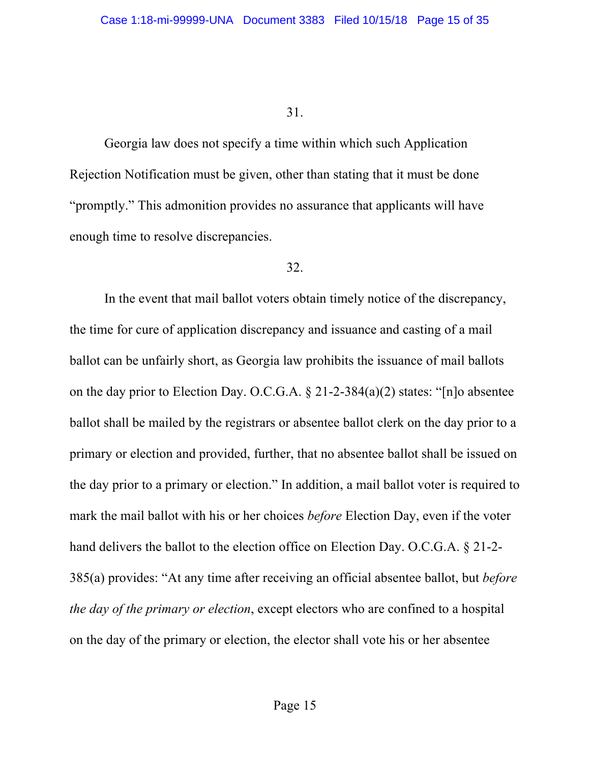31.

Georgia law does not specify a time within which such Application Rejection Notification must be given, other than stating that it must be done "promptly." This admonition provides no assurance that applicants will have enough time to resolve discrepancies.

32.

In the event that mail ballot voters obtain timely notice of the discrepancy, the time for cure of application discrepancy and issuance and casting of a mail ballot can be unfairly short, as Georgia law prohibits the issuance of mail ballots on the day prior to Election Day. O.C.G.A. § 21-2-384(a)(2) states: "[n]o absentee ballot shall be mailed by the registrars or absentee ballot clerk on the day prior to a primary or election and provided, further, that no absentee ballot shall be issued on the day prior to a primary or election." In addition, a mail ballot voter is required to mark the mail ballot with his or her choices *before* Election Day, even if the voter hand delivers the ballot to the election office on Election Day. O.C.G.A. § 21-2-385(a) provides: "At any time after receiving an official absentee ballot, but *before the day of the primary or election*, except electors who are confined to a hospital on the day of the primary or election, the elector shall vote his or her absentee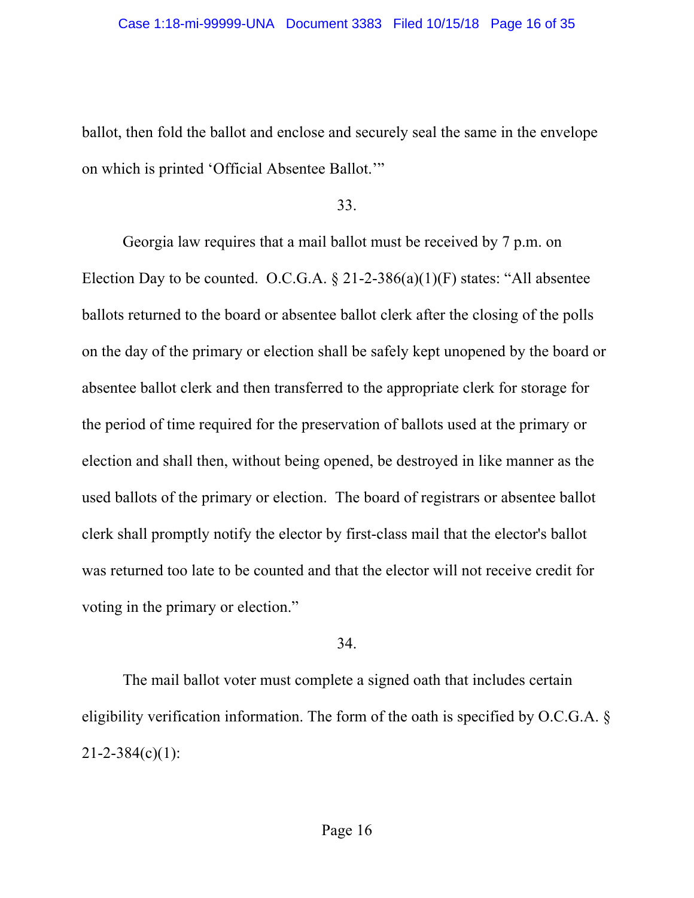ballot, then fold the ballot and enclose and securely seal the same in the envelope on which is printed 'Official Absentee Ballot.'"

33.

Georgia law requires that a mail ballot must be received by 7 p.m. on Election Day to be counted. O.C.G.A. § 21-2-386(a)(1)(F) states: "All absentee ballots returned to the board or absentee ballot clerk after the closing of the polls on the day of the primary or election shall be safely kept unopened by the board or absentee ballot clerk and then transferred to the appropriate clerk for storage for the period of time required for the preservation of ballots used at the primary or election and shall then, without being opened, be destroyed in like manner as the used ballots of the primary or election. The board of registrars or absentee ballot clerk shall promptly notify the elector by first-class mail that the elector's ballot was returned too late to be counted and that the elector will not receive credit for voting in the primary or election."

34.

The mail ballot voter must complete a signed oath that includes certain eligibility verification information. The form of the oath is specified by O.C.G.A. § 21-2-384(c)(1):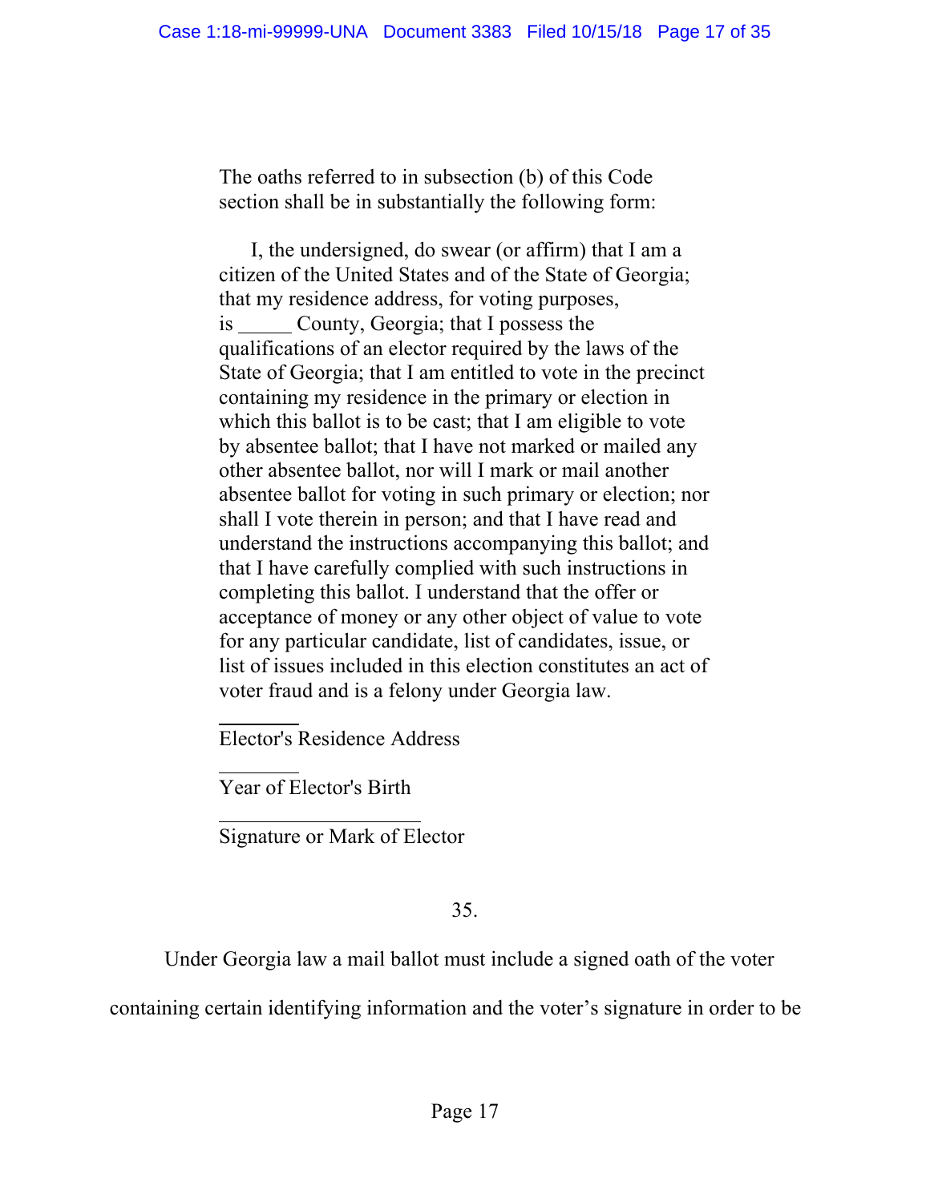The oaths referred to in subsection (b) of this Code section shall be in substantially the following form:

I, the undersigned, do swear (or affirm) that I am a citizen of the United States and of the State of Georgia; that my residence address, for voting purposes, is _____ County, Georgia; that I possess the qualifications of an elector required by the laws of the State of Georgia; that I am entitled to vote in the precinct containing my residence in the primary or election in which this ballot is to be cast; that I am eligible to vote by absentee ballot; that I have not marked or mailed any other absentee ballot, nor will I mark or mail another absentee ballot for voting in such primary or election; nor shall I vote therein in person; and that I have read and understand the instructions accompanying this ballot; and that I have carefully complied with such instructions in completing this ballot. I understand that the offer or acceptance of money or any other object of value to vote for any particular candidate, list of candidates, issue, or list of issues included in this election constitutes an act of voter fraud and is a felony under Georgia law.

________
Elector's Residence Address

________
Year of Elector's Birth

____________________
Signature or Mark of Elector

35.

Under Georgia law a mail ballot must include a signed oath of the voter containing certain identifying information and the voter's signature in order to be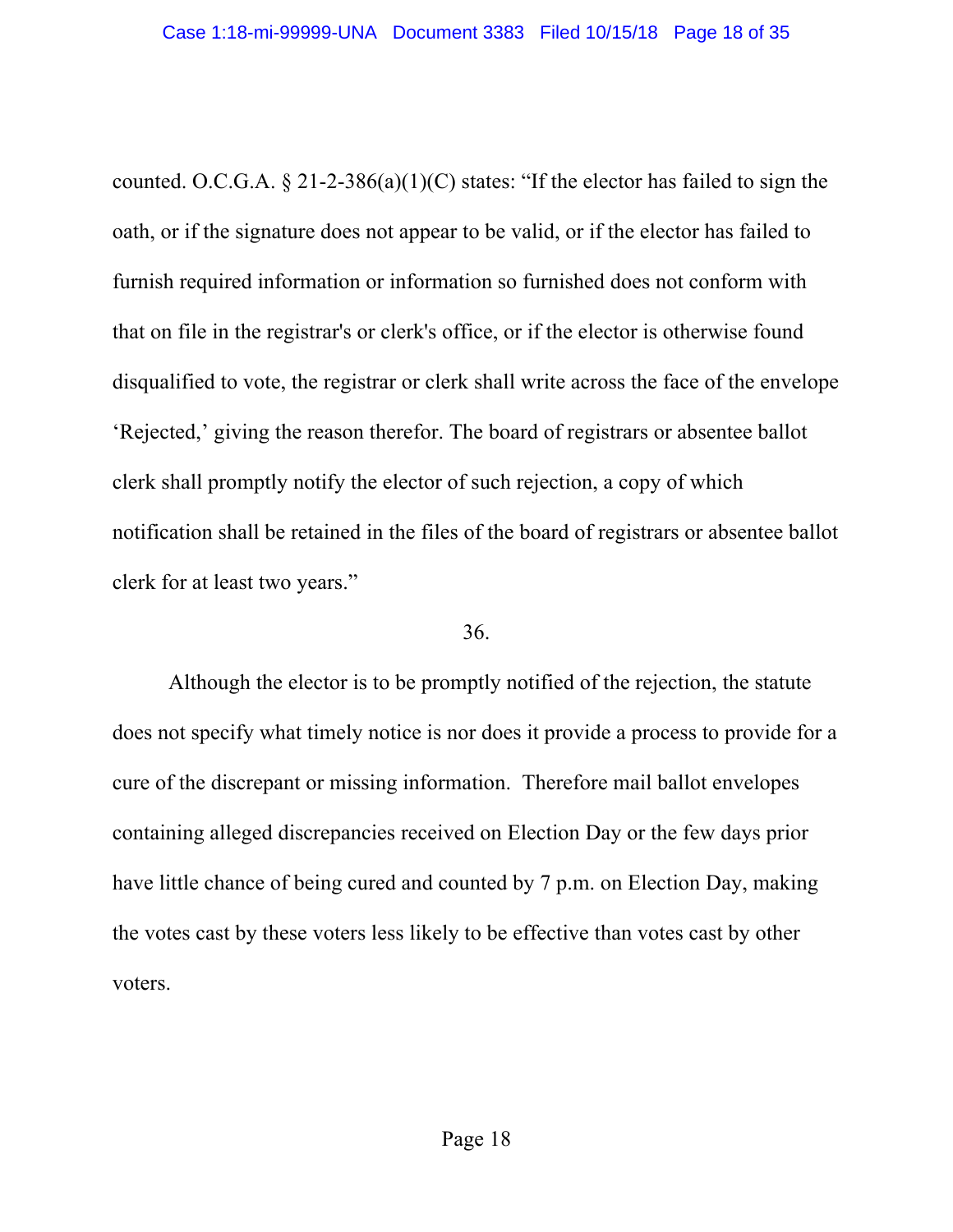counted. O.C.G.A. § 21-2-386(a)(1)(C) states: "If the elector has failed to sign the oath, or if the signature does not appear to be valid, or if the elector has failed to furnish required information or information so furnished does not conform with that on file in the registrar's or clerk's office, or if the elector is otherwise found disqualified to vote, the registrar or clerk shall write across the face of the envelope 'Rejected,' giving the reason therefor. The board of registrars or absentee ballot clerk shall promptly notify the elector of such rejection, a copy of which notification shall be retained in the files of the board of registrars or absentee ballot clerk for at least two years."

36.

Although the elector is to be promptly notified of the rejection, the statute does not specify what timely notice is nor does it provide a process to provide for a cure of the discrepant or missing information. Therefore mail ballot envelopes containing alleged discrepancies received on Election Day or the few days prior have little chance of being cured and counted by 7 p.m. on Election Day, making the votes cast by these voters less likely to be effective than votes cast by other voters.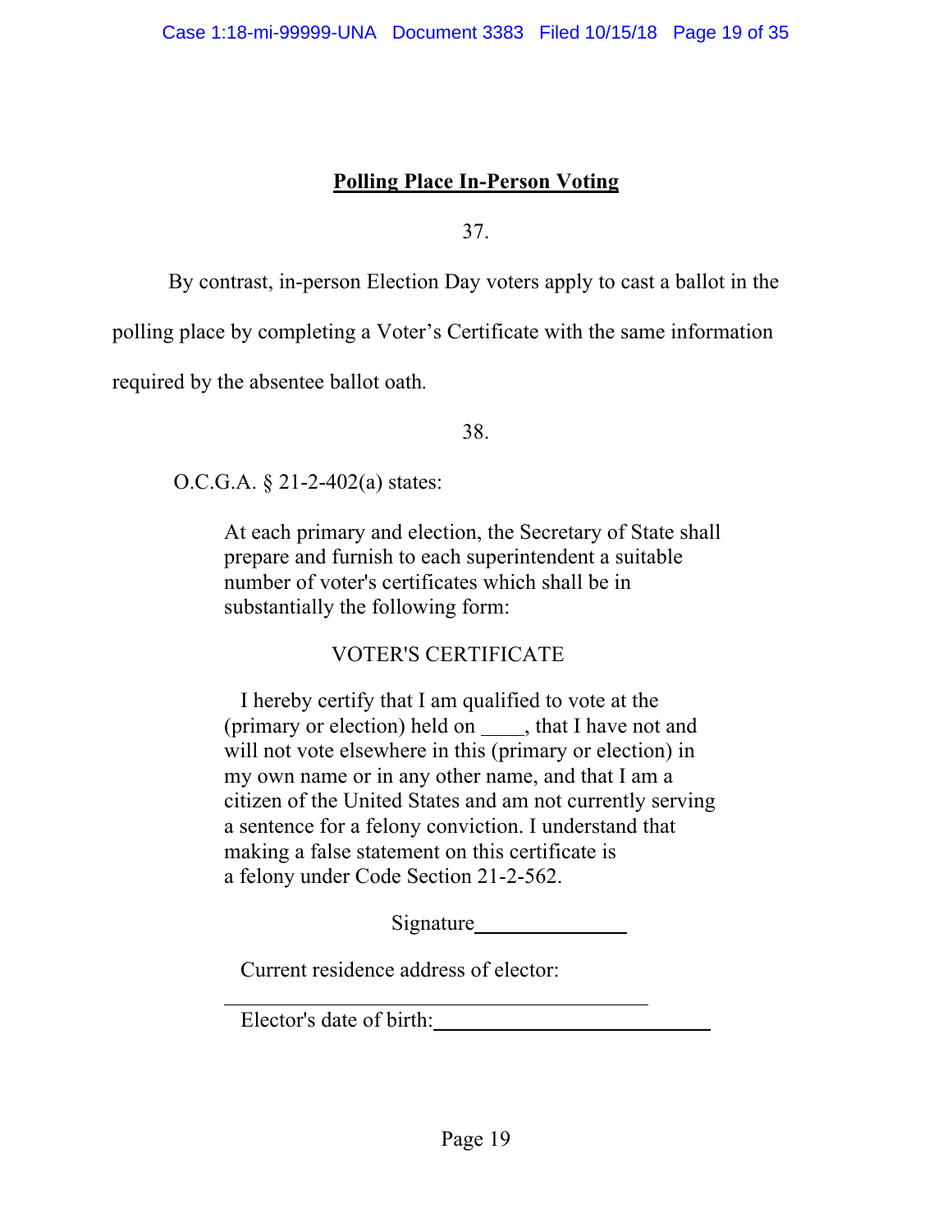## Polling Place In-Person Voting

37.

By contrast, in-person Election Day voters apply to cast a ballot in the polling place by completing a Voter's Certificate with the same information required by the absentee ballot oath.

38.

O.C.G.A. § 21-2-402(a) states:

> At each primary and election, the Secretary of State shall prepare and furnish to each superintendent a suitable number of voter's certificates which shall be in substantially the following form:
>
> VOTER'S CERTIFICATE
>
> I hereby certify that I am qualified to vote at the (primary or election) held on ____, that I have not and will not vote elsewhere in this (primary or election) in my own name or in any other name, and that I am a citizen of the United States and am not currently serving a sentence for a felony conviction. I understand that making a false statement on this certificate is a felony under Code Section 21-2-562.
>
> Signature______________
>
> Current residence address of elector:
>
> ________________________________________
>
> Elector's date of birth:__________________________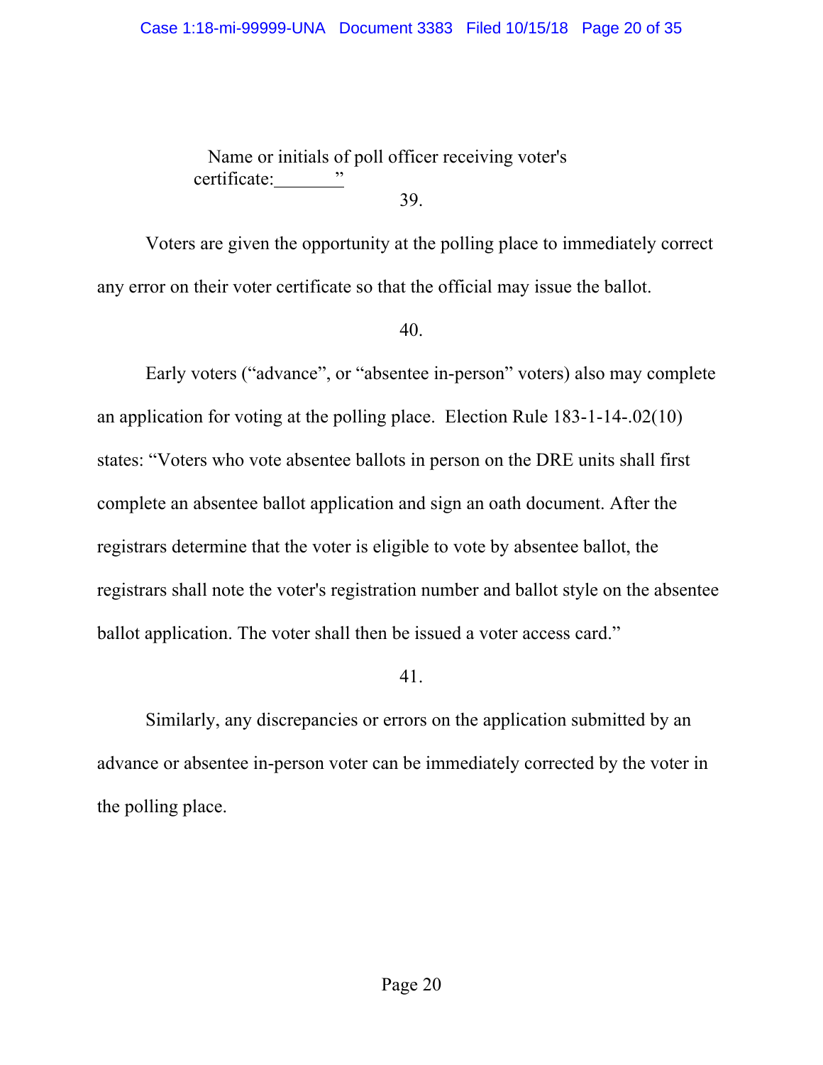Name or initials of poll officer receiving voter's certificate:_______"

39.

Voters are given the opportunity at the polling place to immediately correct any error on their voter certificate so that the official may issue the ballot.

40.

Early voters ("advance", or "absentee in-person" voters) also may complete an application for voting at the polling place. Election Rule 183-1-14-.02(10) states: "Voters who vote absentee ballots in person on the DRE units shall first complete an absentee ballot application and sign an oath document. After the registrars determine that the voter is eligible to vote by absentee ballot, the registrars shall note the voter's registration number and ballot style on the absentee ballot application. The voter shall then be issued a voter access card."

41.

Similarly, any discrepancies or errors on the application submitted by an advance or absentee in-person voter can be immediately corrected by the voter in the polling place.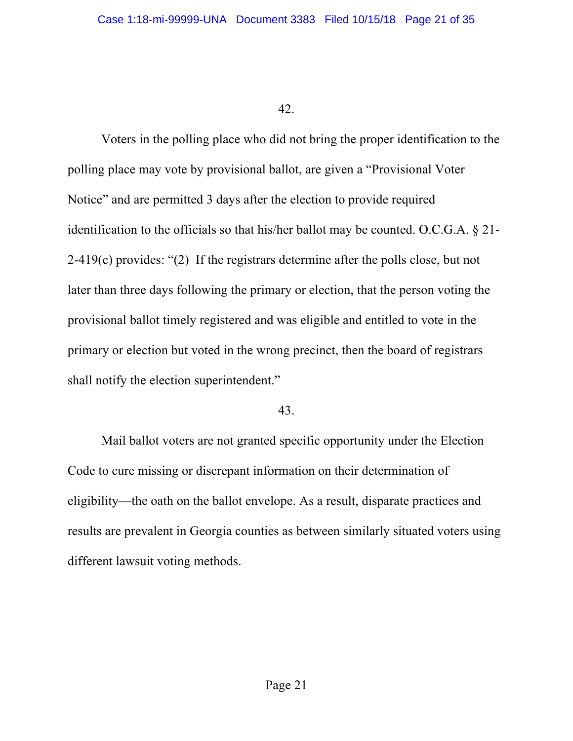42.

Voters in the polling place who did not bring the proper identification to the polling place may vote by provisional ballot, are given a "Provisional Voter Notice" and are permitted 3 days after the election to provide required identification to the officials so that his/her ballot may be counted. O.C.G.A. § 21-2-419(c) provides: "(2) If the registrars determine after the polls close, but not later than three days following the primary or election, that the person voting the provisional ballot timely registered and was eligible and entitled to vote in the primary or election but voted in the wrong precinct, then the board of registrars shall notify the election superintendent."

43.

Mail ballot voters are not granted specific opportunity under the Election Code to cure missing or discrepant information on their determination of eligibility—the oath on the ballot envelope. As a result, disparate practices and results are prevalent in Georgia counties as between similarly situated voters using different lawsuit voting methods.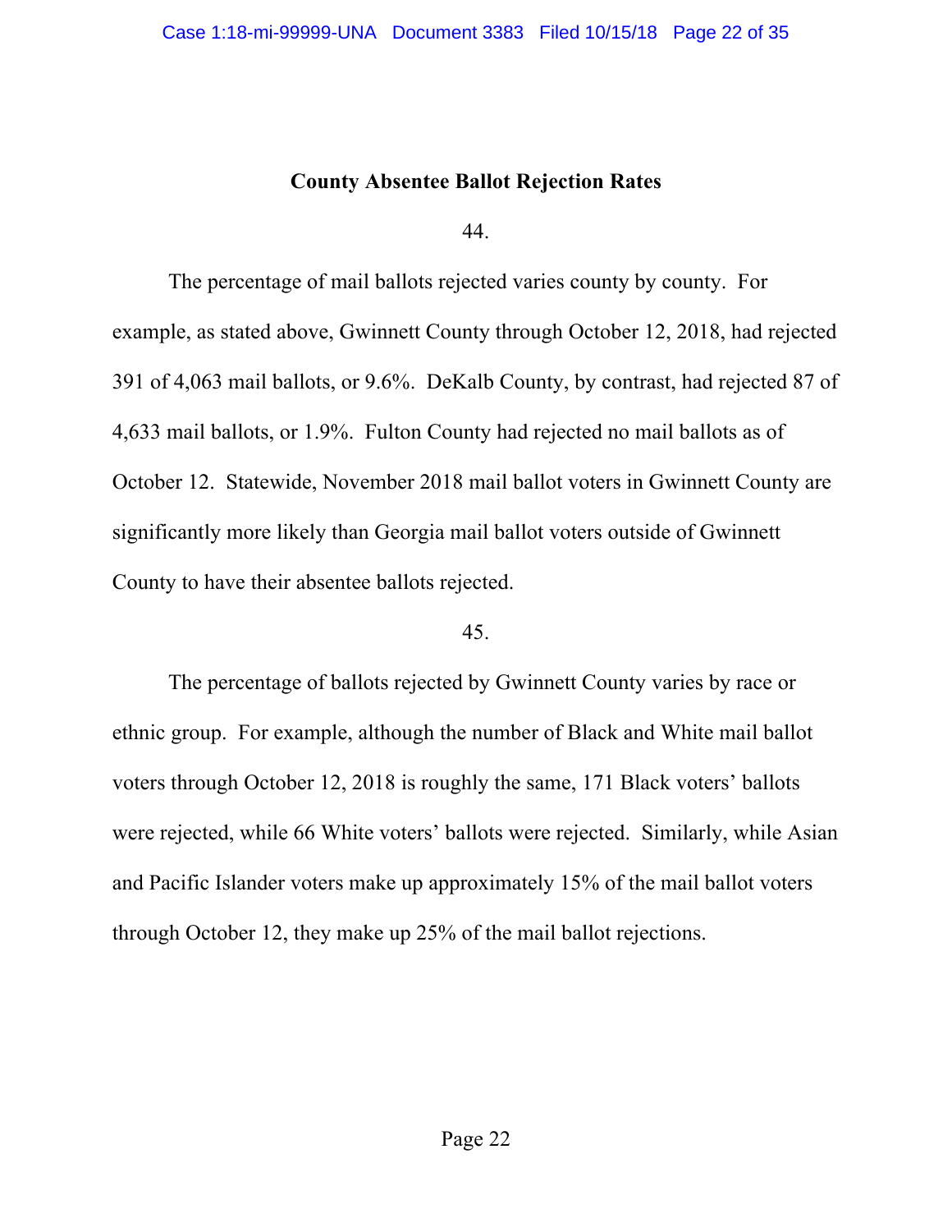## County Absentee Ballot Rejection Rates

44.

The percentage of mail ballots rejected varies county by county. For example, as stated above, Gwinnett County through October 12, 2018, had rejected 391 of 4,063 mail ballots, or 9.6%. DeKalb County, by contrast, had rejected 87 of 4,633 mail ballots, or 1.9%. Fulton County had rejected no mail ballots as of October 12. Statewide, November 2018 mail ballot voters in Gwinnett County are significantly more likely than Georgia mail ballot voters outside of Gwinnett County to have their absentee ballots rejected.

45.

The percentage of ballots rejected by Gwinnett County varies by race or ethnic group. For example, although the number of Black and White mail ballot voters through October 12, 2018 is roughly the same, 171 Black voters' ballots were rejected, while 66 White voters' ballots were rejected. Similarly, while Asian and Pacific Islander voters make up approximately 15% of the mail ballot voters through October 12, they make up 25% of the mail ballot rejections.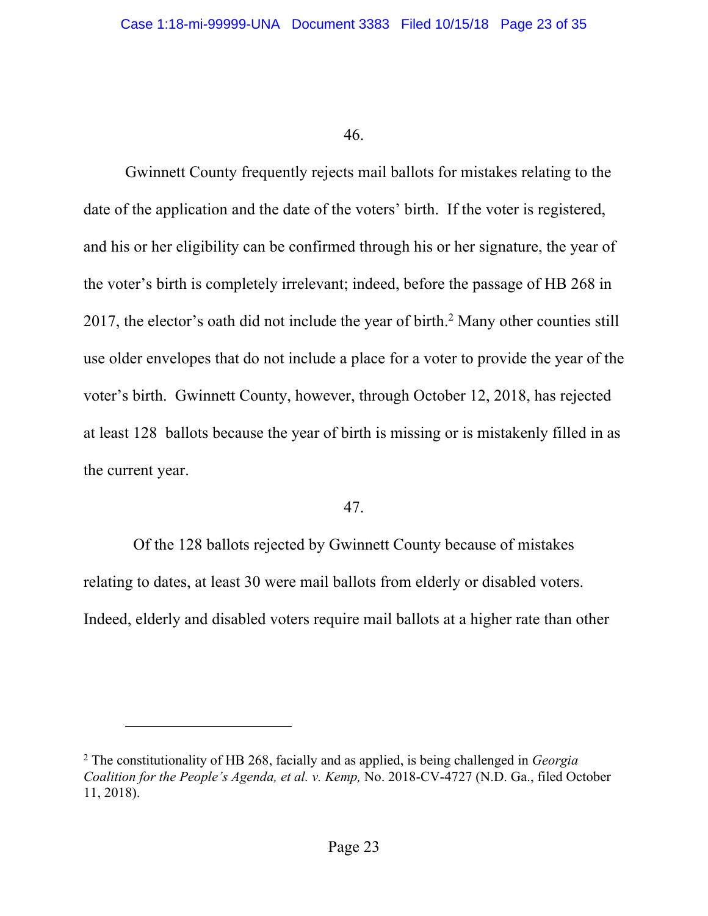46.

Gwinnett County frequently rejects mail ballots for mistakes relating to the date of the application and the date of the voters' birth. If the voter is registered, and his or her eligibility can be confirmed through his or her signature, the year of the voter's birth is completely irrelevant; indeed, before the passage of HB 268 in 2017, the elector's oath did not include the year of birth.[2] Many other counties still use older envelopes that do not include a place for a voter to provide the year of the voter's birth. Gwinnett County, however, through October 12, 2018, has rejected at least 128 ballots because the year of birth is missing or is mistakenly filled in as the current year.

47.

Of the 128 ballots rejected by Gwinnett County because of mistakes relating to dates, at least 30 were mail ballots from elderly or disabled voters. Indeed, elderly and disabled voters require mail ballots at a higher rate than other

---

[2] The constitutionality of HB 268, facially and as applied, is being challenged in *Georgia Coalition for the People's Agenda, et al. v. Kemp,* No. 2018-CV-4727 (N.D. Ga., filed October 11, 2018).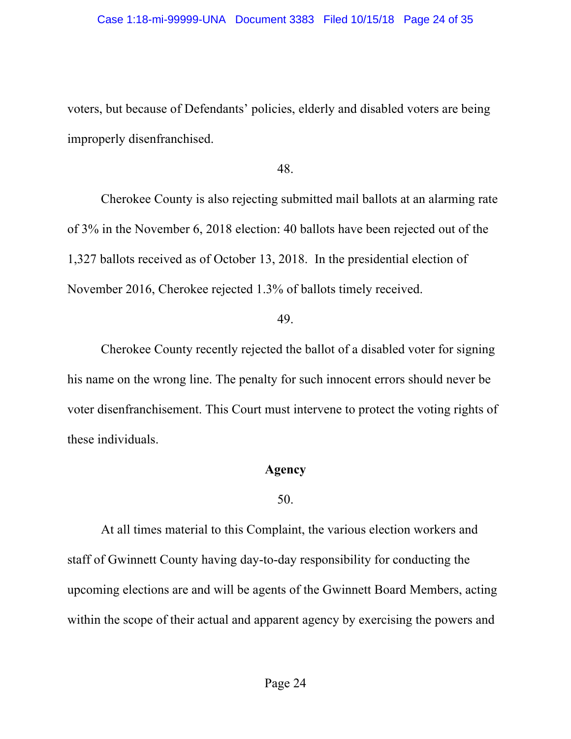voters, but because of Defendants' policies, elderly and disabled voters are being improperly disenfranchised.

48.

Cherokee County is also rejecting submitted mail ballots at an alarming rate of 3% in the November 6, 2018 election: 40 ballots have been rejected out of the 1,327 ballots received as of October 13, 2018. In the presidential election of November 2016, Cherokee rejected 1.3% of ballots timely received.

49.

Cherokee County recently rejected the ballot of a disabled voter for signing his name on the wrong line. The penalty for such innocent errors should never be voter disenfranchisement. This Court must intervene to protect the voting rights of these individuals.

**Agency**

50.

At all times material to this Complaint, the various election workers and staff of Gwinnett County having day-to-day responsibility for conducting the upcoming elections are and will be agents of the Gwinnett Board Members, acting within the scope of their actual and apparent agency by exercising the powers and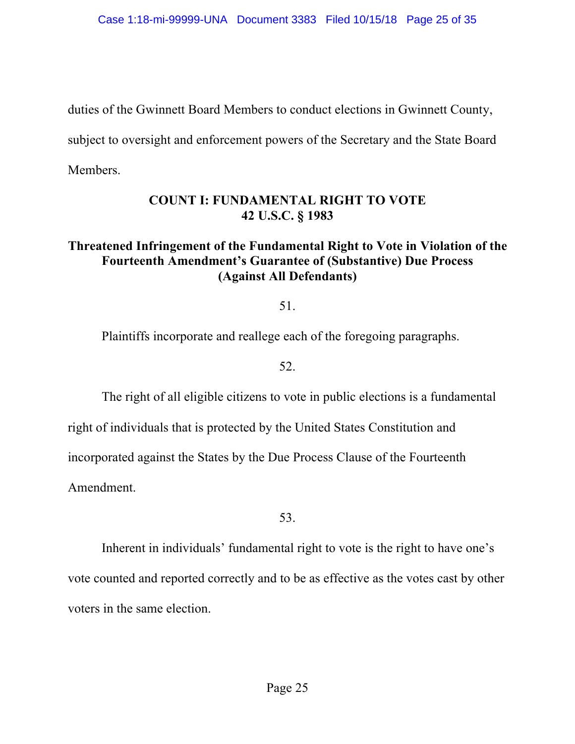duties of the Gwinnett Board Members to conduct elections in Gwinnett County, subject to oversight and enforcement powers of the Secretary and the State Board Members.

## COUNT I: FUNDAMENTAL RIGHT TO VOTE 42 U.S.C. § 1983

### Threatened Infringement of the Fundamental Right to Vote in Violation of the Fourteenth Amendment's Guarantee of (Substantive) Due Process (Against All Defendants)

51.

Plaintiffs incorporate and reallege each of the foregoing paragraphs.

52.

The right of all eligible citizens to vote in public elections is a fundamental right of individuals that is protected by the United States Constitution and incorporated against the States by the Due Process Clause of the Fourteenth Amendment.

53.

Inherent in individuals' fundamental right to vote is the right to have one's vote counted and reported correctly and to be as effective as the votes cast by other voters in the same election.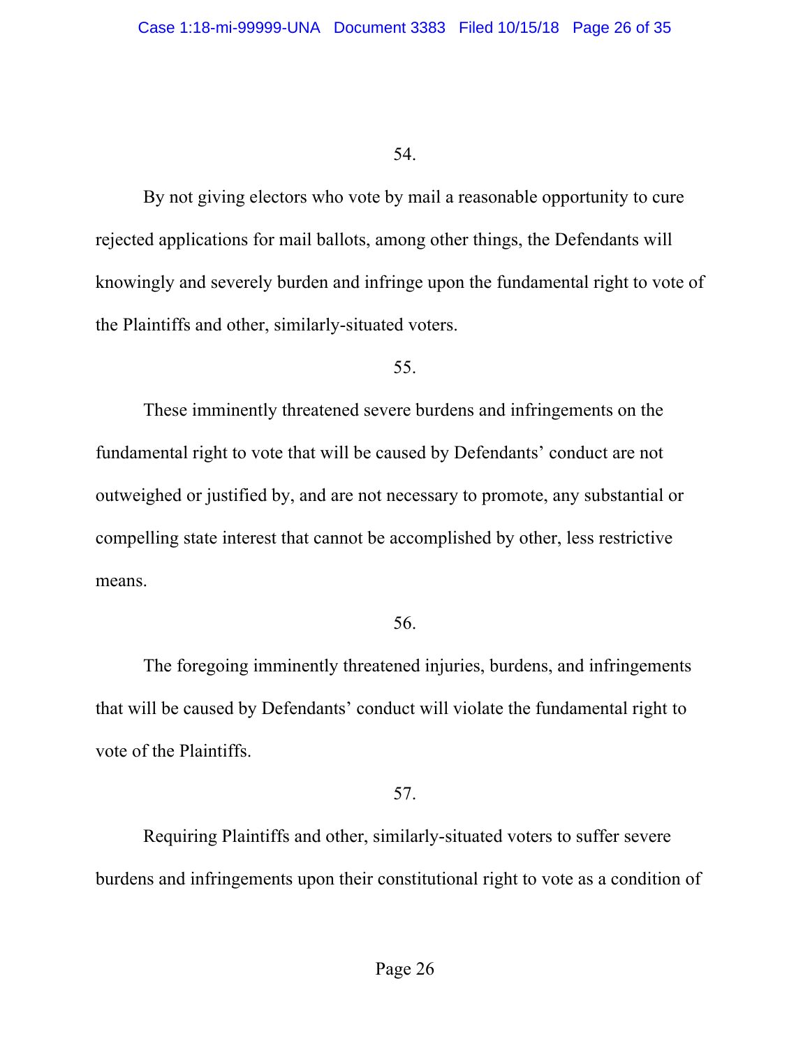54.

By not giving electors who vote by mail a reasonable opportunity to cure rejected applications for mail ballots, among other things, the Defendants will knowingly and severely burden and infringe upon the fundamental right to vote of the Plaintiffs and other, similarly-situated voters.

55.

These imminently threatened severe burdens and infringements on the fundamental right to vote that will be caused by Defendants' conduct are not outweighed or justified by, and are not necessary to promote, any substantial or compelling state interest that cannot be accomplished by other, less restrictive means.

56.

The foregoing imminently threatened injuries, burdens, and infringements that will be caused by Defendants' conduct will violate the fundamental right to vote of the Plaintiffs.

57.

Requiring Plaintiffs and other, similarly-situated voters to suffer severe burdens and infringements upon their constitutional right to vote as a condition of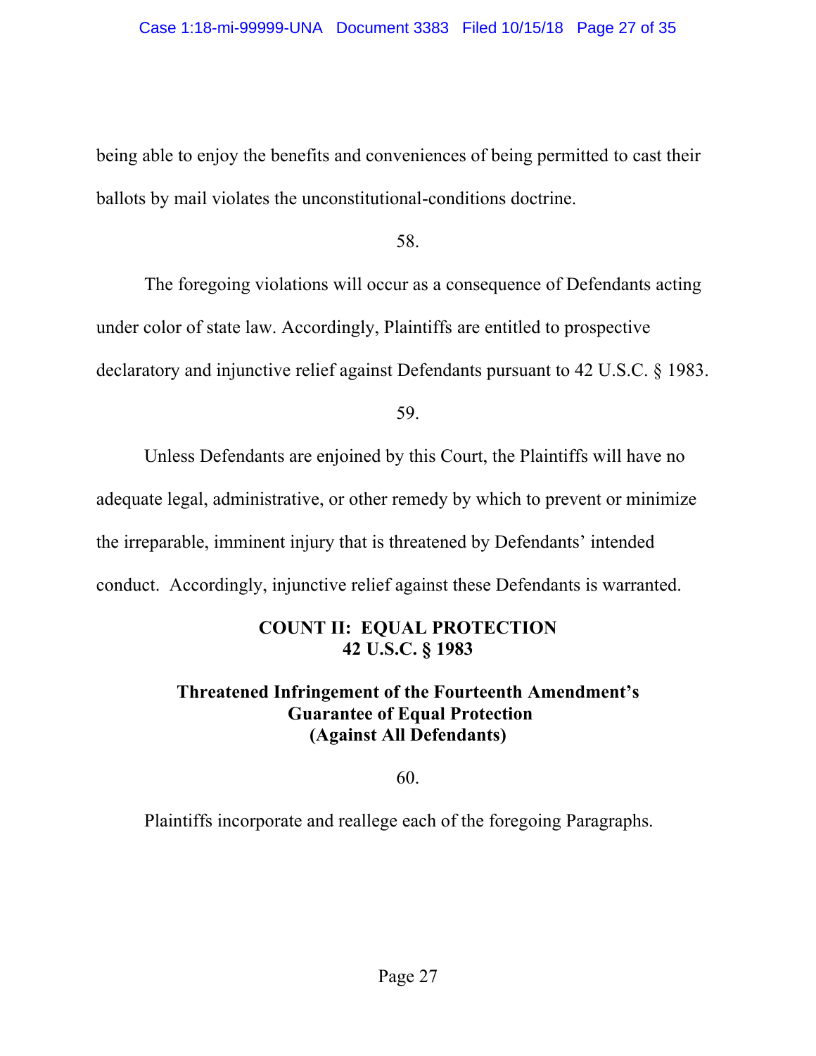being able to enjoy the benefits and conveniences of being permitted to cast their ballots by mail violates the unconstitutional-conditions doctrine.

58.

The foregoing violations will occur as a consequence of Defendants acting under color of state law. Accordingly, Plaintiffs are entitled to prospective declaratory and injunctive relief against Defendants pursuant to 42 U.S.C. § 1983.

59.

Unless Defendants are enjoined by this Court, the Plaintiffs will have no adequate legal, administrative, or other remedy by which to prevent or minimize the irreparable, imminent injury that is threatened by Defendants' intended conduct. Accordingly, injunctive relief against these Defendants is warranted.

## COUNT II: EQUAL PROTECTION 42 U.S.C. § 1983

### Threatened Infringement of the Fourteenth Amendment's Guarantee of Equal Protection (Against All Defendants)

60.

Plaintiffs incorporate and reallege each of the foregoing Paragraphs.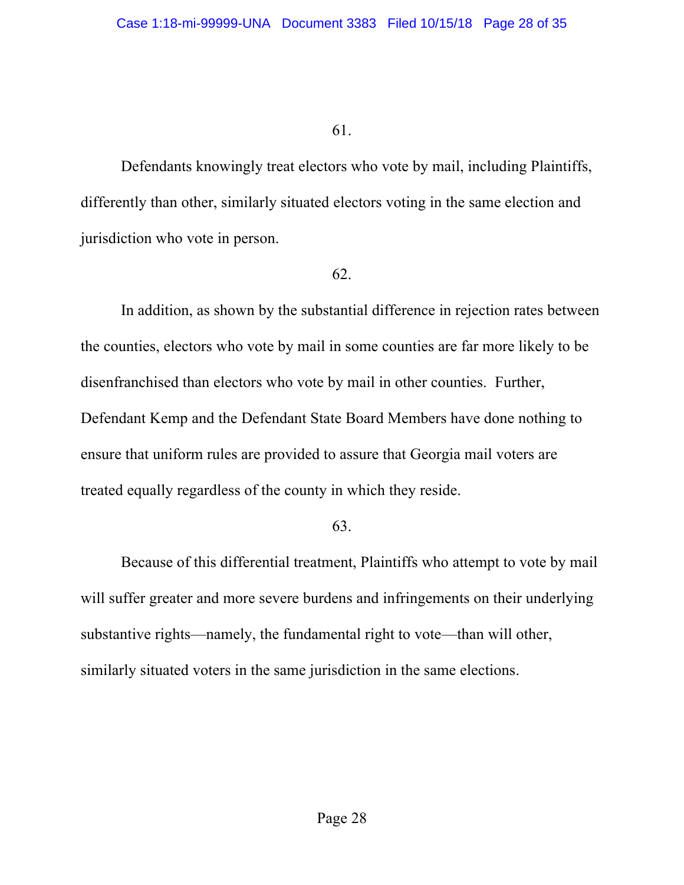61.

Defendants knowingly treat electors who vote by mail, including Plaintiffs, differently than other, similarly situated electors voting in the same election and jurisdiction who vote in person.

62.

In addition, as shown by the substantial difference in rejection rates between the counties, electors who vote by mail in some counties are far more likely to be disenfranchised than electors who vote by mail in other counties. Further, Defendant Kemp and the Defendant State Board Members have done nothing to ensure that uniform rules are provided to assure that Georgia mail voters are treated equally regardless of the county in which they reside.

63.

Because of this differential treatment, Plaintiffs who attempt to vote by mail will suffer greater and more severe burdens and infringements on their underlying substantive rights—namely, the fundamental right to vote—than will other, similarly situated voters in the same jurisdiction in the same elections.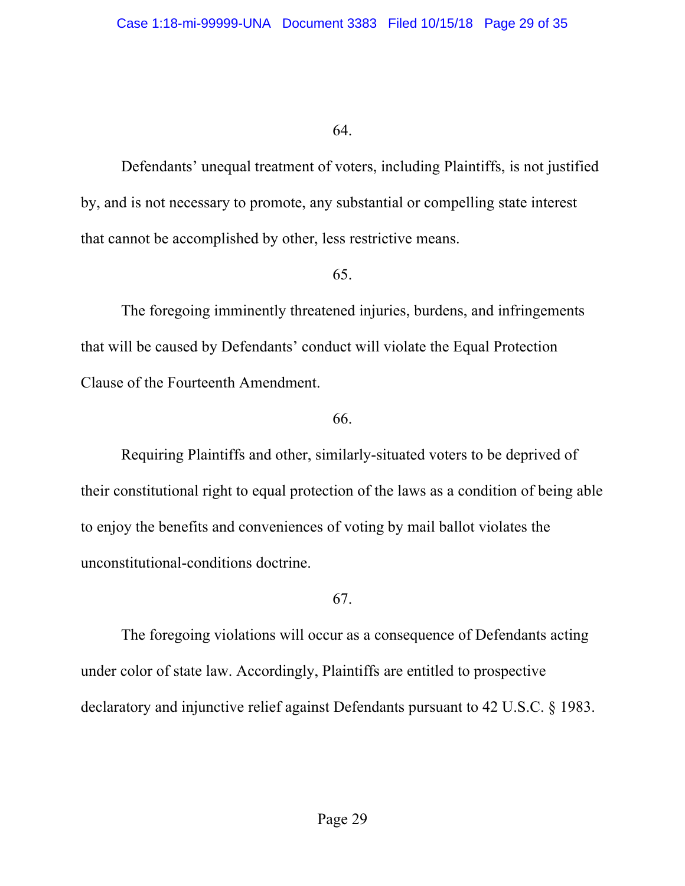64.

Defendants' unequal treatment of voters, including Plaintiffs, is not justified by, and is not necessary to promote, any substantial or compelling state interest that cannot be accomplished by other, less restrictive means.

65.

The foregoing imminently threatened injuries, burdens, and infringements that will be caused by Defendants' conduct will violate the Equal Protection Clause of the Fourteenth Amendment.

66.

Requiring Plaintiffs and other, similarly-situated voters to be deprived of their constitutional right to equal protection of the laws as a condition of being able to enjoy the benefits and conveniences of voting by mail ballot violates the unconstitutional-conditions doctrine.

67.

The foregoing violations will occur as a consequence of Defendants acting under color of state law. Accordingly, Plaintiffs are entitled to prospective declaratory and injunctive relief against Defendants pursuant to 42 U.S.C. § 1983.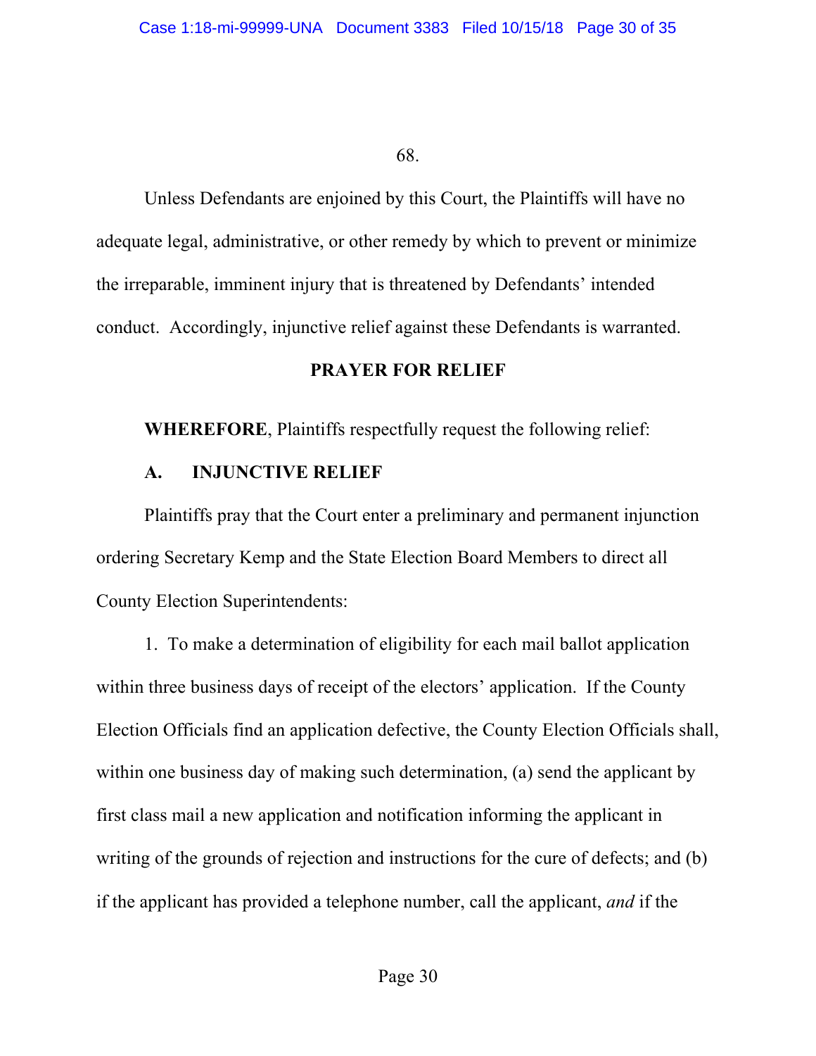68.

Unless Defendants are enjoined by this Court, the Plaintiffs will have no adequate legal, administrative, or other remedy by which to prevent or minimize the irreparable, imminent injury that is threatened by Defendants' intended conduct. Accordingly, injunctive relief against these Defendants is warranted.

## PRAYER FOR RELIEF

**WHEREFORE**, Plaintiffs respectfully request the following relief:

### A. INJUNCTIVE RELIEF

Plaintiffs pray that the Court enter a preliminary and permanent injunction ordering Secretary Kemp and the State Election Board Members to direct all County Election Superintendents:

1. To make a determination of eligibility for each mail ballot application within three business days of receipt of the electors' application. If the County Election Officials find an application defective, the County Election Officials shall, within one business day of making such determination, (a) send the applicant by first class mail a new application and notification informing the applicant in writing of the grounds of rejection and instructions for the cure of defects; and (b) if the applicant has provided a telephone number, call the applicant, *and* if the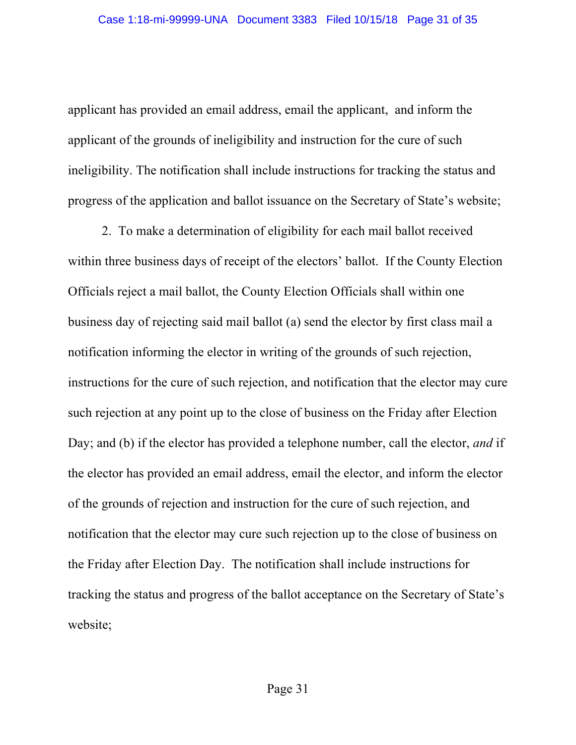applicant has provided an email address, email the applicant, and inform the applicant of the grounds of ineligibility and instruction for the cure of such ineligibility. The notification shall include instructions for tracking the status and progress of the application and ballot issuance on the Secretary of State's website;

2. To make a determination of eligibility for each mail ballot received within three business days of receipt of the electors' ballot. If the County Election Officials reject a mail ballot, the County Election Officials shall within one business day of rejecting said mail ballot (a) send the elector by first class mail a notification informing the elector in writing of the grounds of such rejection, instructions for the cure of such rejection, and notification that the elector may cure such rejection at any point up to the close of business on the Friday after Election Day; and (b) if the elector has provided a telephone number, call the elector, *and* if the elector has provided an email address, email the elector, and inform the elector of the grounds of rejection and instruction for the cure of such rejection, and notification that the elector may cure such rejection up to the close of business on the Friday after Election Day. The notification shall include instructions for tracking the status and progress of the ballot acceptance on the Secretary of State's website;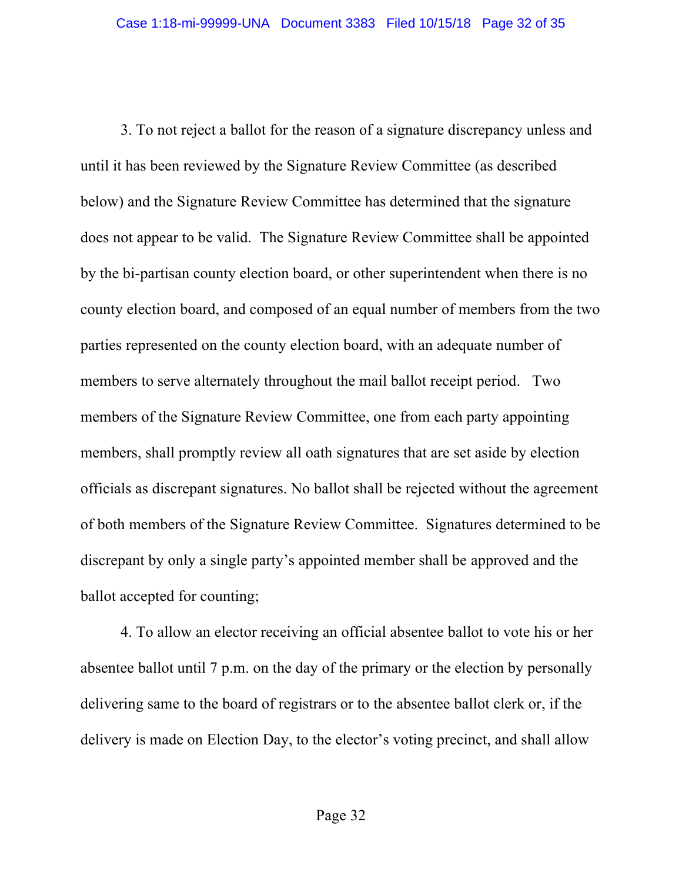3. To not reject a ballot for the reason of a signature discrepancy unless and until it has been reviewed by the Signature Review Committee (as described below) and the Signature Review Committee has determined that the signature does not appear to be valid. The Signature Review Committee shall be appointed by the bi-partisan county election board, or other superintendent when there is no county election board, and composed of an equal number of members from the two parties represented on the county election board, with an adequate number of members to serve alternately throughout the mail ballot receipt period. Two members of the Signature Review Committee, one from each party appointing members, shall promptly review all oath signatures that are set aside by election officials as discrepant signatures. No ballot shall be rejected without the agreement of both members of the Signature Review Committee. Signatures determined to be discrepant by only a single party's appointed member shall be approved and the ballot accepted for counting;

4. To allow an elector receiving an official absentee ballot to vote his or her absentee ballot until 7 p.m. on the day of the primary or the election by personally delivering same to the board of registrars or to the absentee ballot clerk or, if the delivery is made on Election Day, to the elector's voting precinct, and shall allow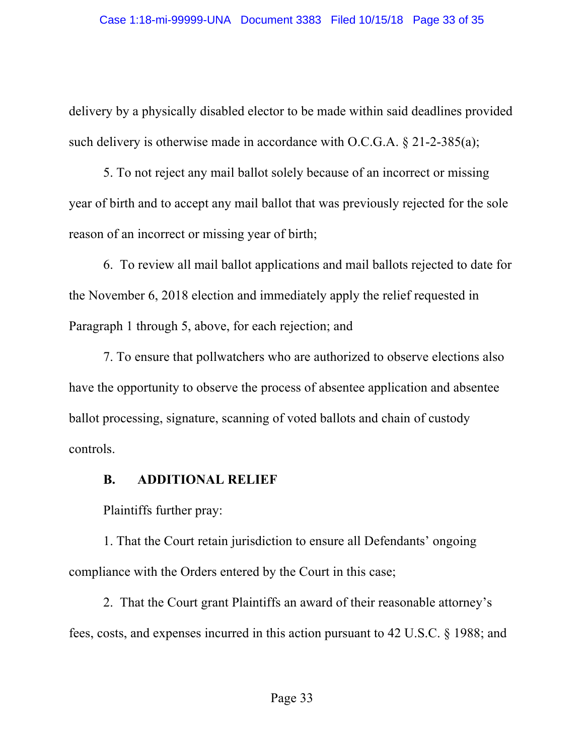delivery by a physically disabled elector to be made within said deadlines provided such delivery is otherwise made in accordance with O.C.G.A. § 21-2-385(a);

5. To not reject any mail ballot solely because of an incorrect or missing year of birth and to accept any mail ballot that was previously rejected for the sole reason of an incorrect or missing year of birth;

6. To review all mail ballot applications and mail ballots rejected to date for the November 6, 2018 election and immediately apply the relief requested in Paragraph 1 through 5, above, for each rejection; and

7. To ensure that pollwatchers who are authorized to observe elections also have the opportunity to observe the process of absentee application and absentee ballot processing, signature, scanning of voted ballots and chain of custody controls.

**B. ADDITIONAL RELIEF**

Plaintiffs further pray:

1. That the Court retain jurisdiction to ensure all Defendants' ongoing compliance with the Orders entered by the Court in this case;

2. That the Court grant Plaintiffs an award of their reasonable attorney's fees, costs, and expenses incurred in this action pursuant to 42 U.S.C. § 1988; and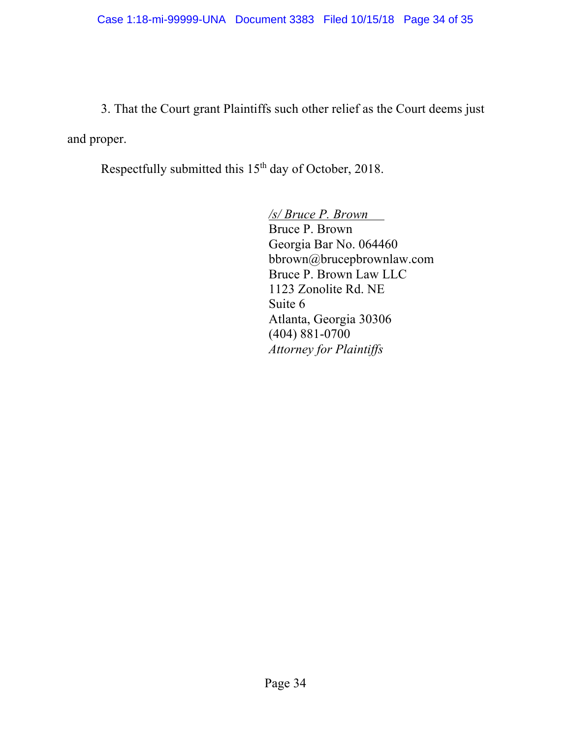3. That the Court grant Plaintiffs such other relief as the Court deems just and proper.

Respectfully submitted this 15th day of October, 2018.

*/s/ Bruce P. Brown*
Bruce P. Brown
Georgia Bar No. 064460
bbrown@brucepbrownlaw.com
Bruce P. Brown Law LLC
1123 Zonolite Rd. NE
Suite 6
Atlanta, Georgia 30306
(404) 881-0700
*Attorney for Plaintiffs*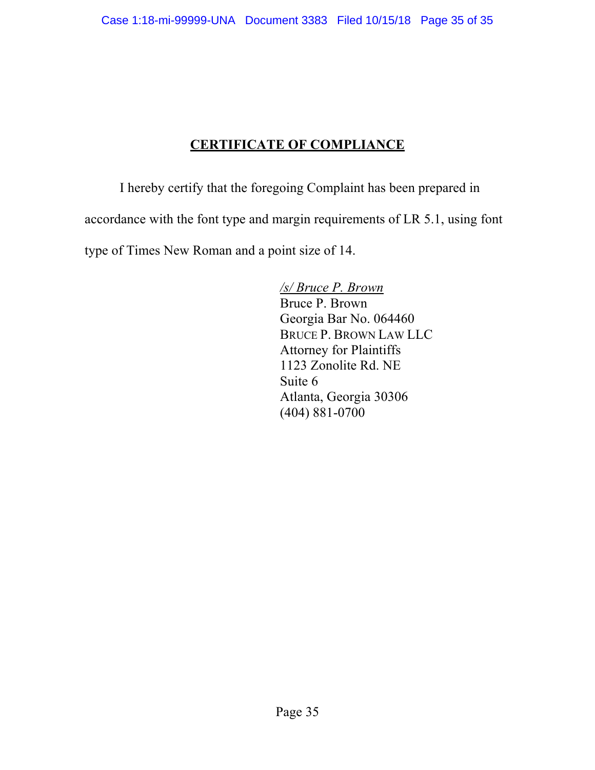## CERTIFICATE OF COMPLIANCE

I hereby certify that the foregoing Complaint has been prepared in accordance with the font type and margin requirements of LR 5.1, using font type of Times New Roman and a point size of 14.

*/s/ Bruce P. Brown*
Bruce P. Brown
Georgia Bar No. 064460
BRUCE P. BROWN LAW LLC
Attorney for Plaintiffs
1123 Zonolite Rd. NE
Suite 6
Atlanta, Georgia 30306
(404) 881-0700